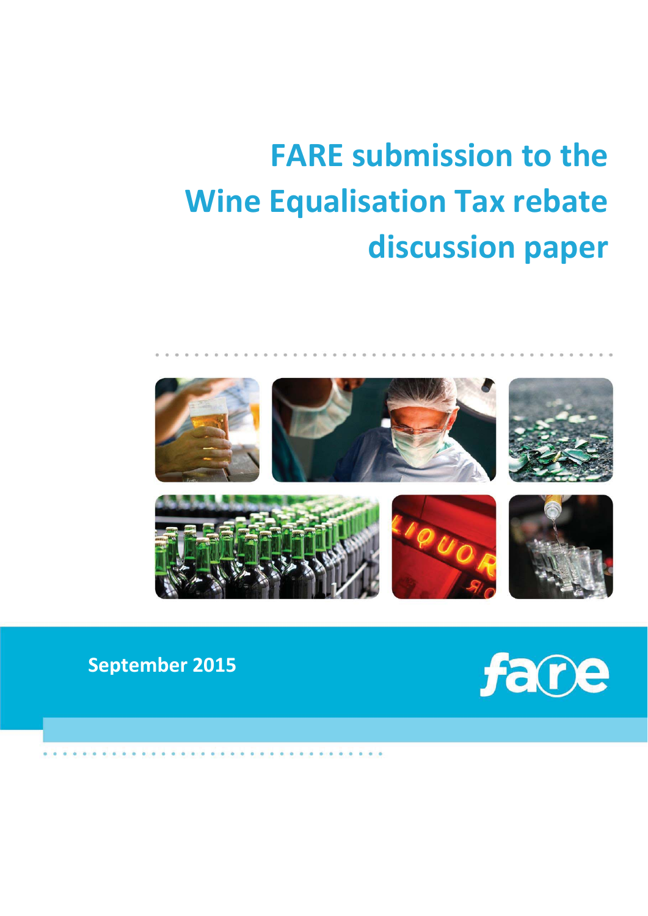# FARE submission to the Wine Equalisation Tax rebate discussion paper

September 2015

fare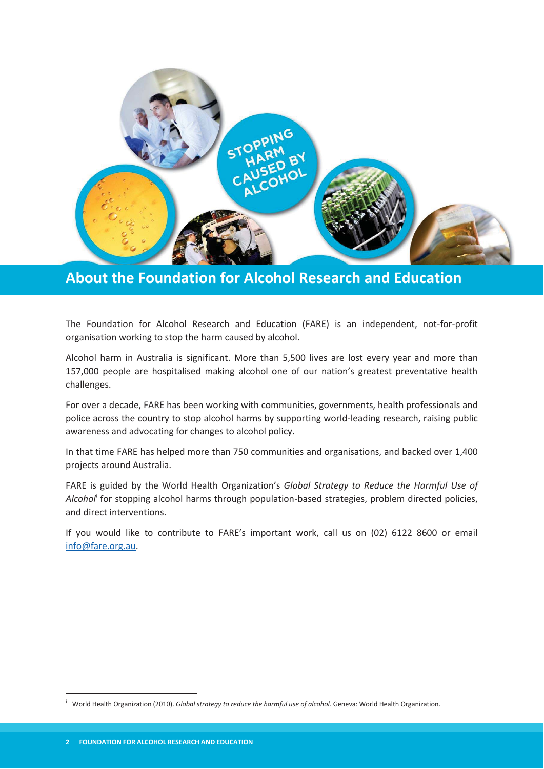## About the Foundation for Alcohol Research and Education

The Foundation for Alcohol Research and Education (FARE) is an independent, not-for-profit organisation working to stop the harm caused by alcohol.

Alcohol harm in Australia is significant. More than 5,500 lives are lost every year and more than 157,000 people are hospitalised making alcohol one of our nation's greatest preventative health challenges.

For over a decade, FARE has been working with communities, governments, health professionals and police across the country to stop alcohol harms by supporting world-leading research, raising public awareness and advocating for changes to alcohol policy.

In that time FARE has helped more than 750 communities and organisations, and backed over 1,400 projects around Australia.

FARE is guided by the World Health Organization's *Global Strategy to Reduce the Harmful Use of Alcohol*[i] for stopping alcohol harms through population-based strategies, problem directed policies, and direct interventions.

If you would like to contribute to FARE's important work, call us on (02) 6122 8600 or email info@fare.org.au.

[i] World Health Organization (2010). *Global strategy to reduce the harmful use of alcohol.* Geneva: World Health Organization.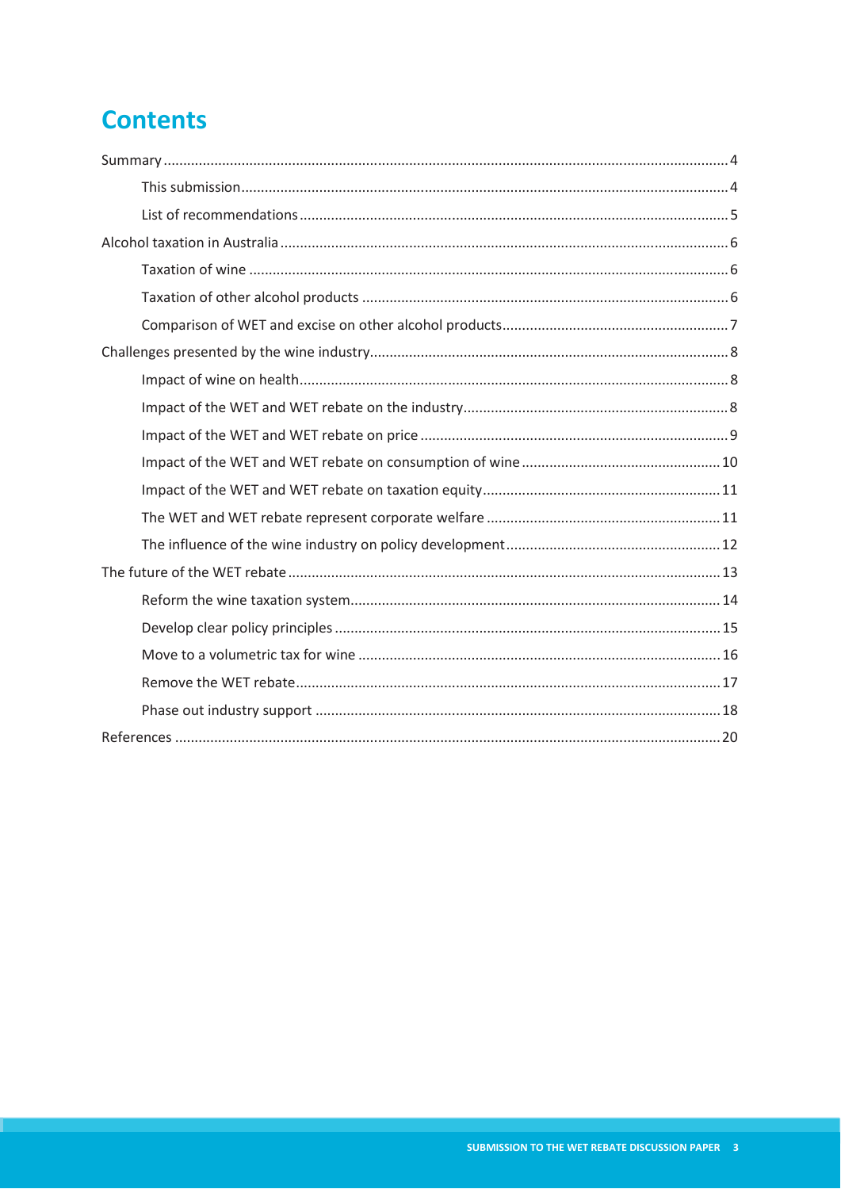# Contents

Summary ........ 4

- This submission ........ 4
- List of recommendations ........ 5

Alcohol taxation in Australia ........ 6

- Taxation of wine ........ 6
- Taxation of other alcohol products ........ 6
- Comparison of WET and excise on other alcohol products ........ 7

Challenges presented by the wine industry ........ 8

- Impact of wine on health ........ 8
- Impact of the WET and WET rebate on the industry ........ 8
- Impact of the WET and WET rebate on price ........ 9
- Impact of the WET and WET rebate on consumption of wine ........ 10
- Impact of the WET and WET rebate on taxation equity ........ 11
- The WET and WET rebate represent corporate welfare ........ 11
- The influence of the wine industry on policy development ........ 12

The future of the WET rebate ........ 13

- Reform the wine taxation system ........ 14
- Develop clear policy principles ........ 15
- Move to a volumetric tax for wine ........ 16
- Remove the WET rebate ........ 17
- Phase out industry support ........ 18

References ........ 20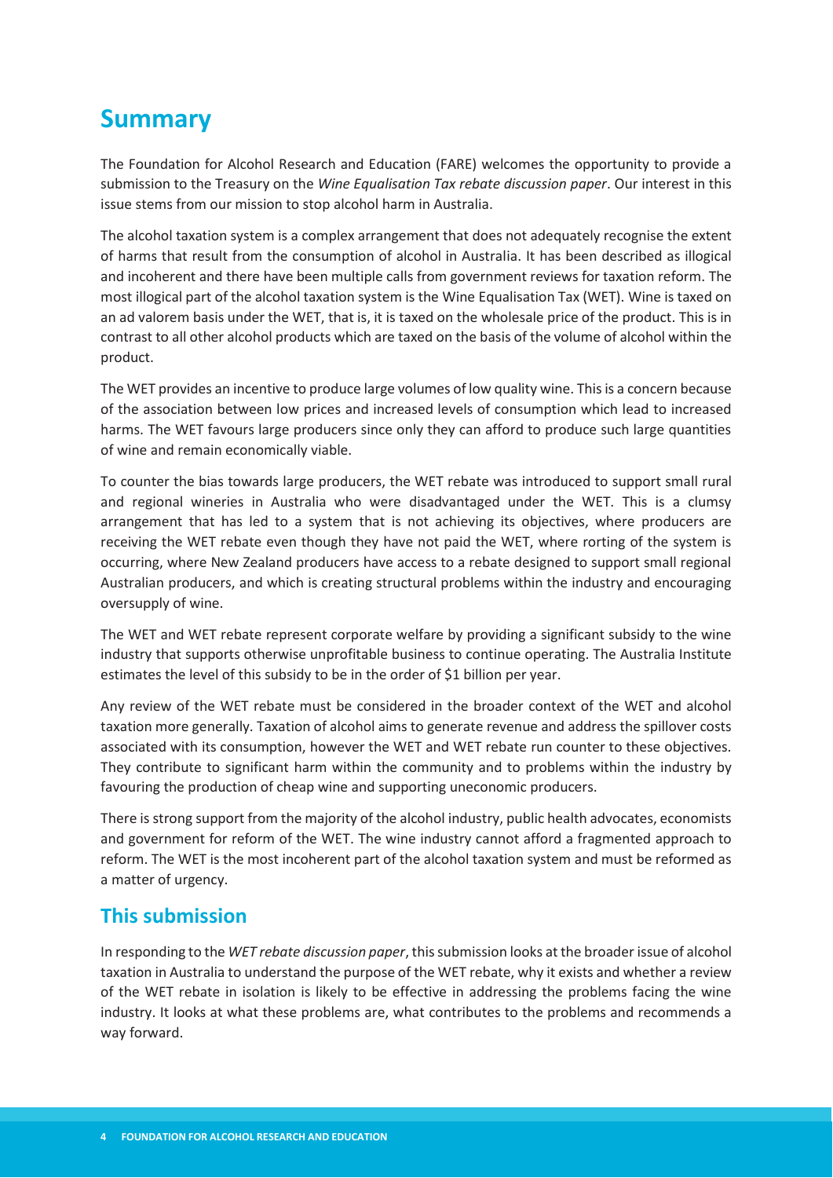## Summary

The Foundation for Alcohol Research and Education (FARE) welcomes the opportunity to provide a submission to the Treasury on the *Wine Equalisation Tax rebate discussion paper*. Our interest in this issue stems from our mission to stop alcohol harm in Australia.

The alcohol taxation system is a complex arrangement that does not adequately recognise the extent of harms that result from the consumption of alcohol in Australia. It has been described as illogical and incoherent and there have been multiple calls from government reviews for taxation reform. The most illogical part of the alcohol taxation system is the Wine Equalisation Tax (WET). Wine is taxed on an ad valorem basis under the WET, that is, it is taxed on the wholesale price of the product. This is in contrast to all other alcohol products which are taxed on the basis of the volume of alcohol within the product.

The WET provides an incentive to produce large volumes of low quality wine. This is a concern because of the association between low prices and increased levels of consumption which lead to increased harms. The WET favours large producers since only they can afford to produce such large quantities of wine and remain economically viable.

To counter the bias towards large producers, the WET rebate was introduced to support small rural and regional wineries in Australia who were disadvantaged under the WET. This is a clumsy arrangement that has led to a system that is not achieving its objectives, where producers are receiving the WET rebate even though they have not paid the WET, where rorting of the system is occurring, where New Zealand producers have access to a rebate designed to support small regional Australian producers, and which is creating structural problems within the industry and encouraging oversupply of wine.

The WET and WET rebate represent corporate welfare by providing a significant subsidy to the wine industry that supports otherwise unprofitable business to continue operating. The Australia Institute estimates the level of this subsidy to be in the order of $1 billion per year.

Any review of the WET rebate must be considered in the broader context of the WET and alcohol taxation more generally. Taxation of alcohol aims to generate revenue and address the spillover costs associated with its consumption, however the WET and WET rebate run counter to these objectives. They contribute to significant harm within the community and to problems within the industry by favouring the production of cheap wine and supporting uneconomic producers.

There is strong support from the majority of the alcohol industry, public health advocates, economists and government for reform of the WET. The wine industry cannot afford a fragmented approach to reform. The WET is the most incoherent part of the alcohol taxation system and must be reformed as a matter of urgency.

### This submission

In responding to the *WET rebate discussion paper*, this submission looks at the broader issue of alcohol taxation in Australia to understand the purpose of the WET rebate, why it exists and whether a review of the WET rebate in isolation is likely to be effective in addressing the problems facing the wine industry. It looks at what these problems are, what contributes to the problems and recommends a way forward.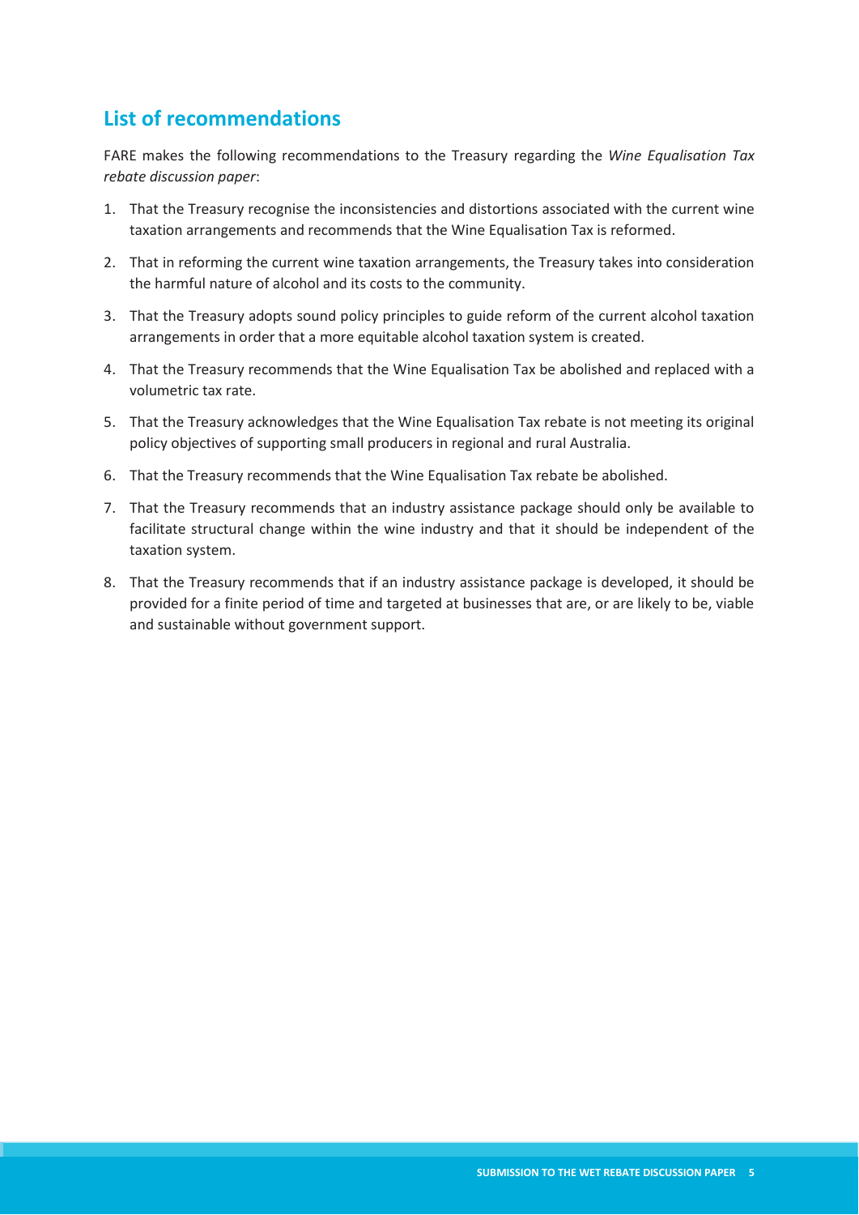## List of recommendations

FARE makes the following recommendations to the Treasury regarding the *Wine Equalisation Tax rebate discussion paper*:

1. That the Treasury recognise the inconsistencies and distortions associated with the current wine taxation arrangements and recommends that the Wine Equalisation Tax is reformed.
2. That in reforming the current wine taxation arrangements, the Treasury takes into consideration the harmful nature of alcohol and its costs to the community.
3. That the Treasury adopts sound policy principles to guide reform of the current alcohol taxation arrangements in order that a more equitable alcohol taxation system is created.
4. That the Treasury recommends that the Wine Equalisation Tax be abolished and replaced with a volumetric tax rate.
5. That the Treasury acknowledges that the Wine Equalisation Tax rebate is not meeting its original policy objectives of supporting small producers in regional and rural Australia.
6. That the Treasury recommends that the Wine Equalisation Tax rebate be abolished.
7. That the Treasury recommends that an industry assistance package should only be available to facilitate structural change within the wine industry and that it should be independent of the taxation system.
8. That the Treasury recommends that if an industry assistance package is developed, it should be provided for a finite period of time and targeted at businesses that are, or are likely to be, viable and sustainable without government support.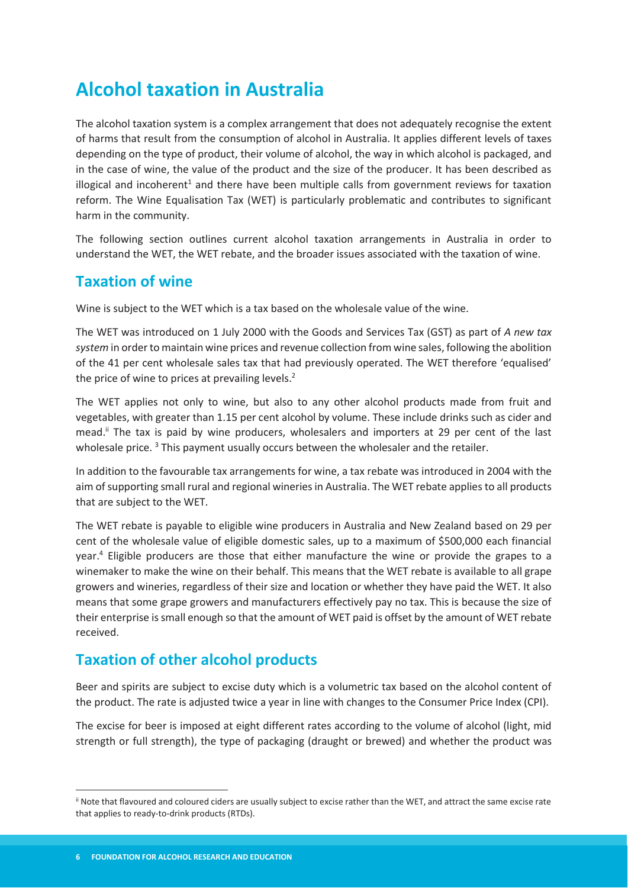# Alcohol taxation in Australia

The alcohol taxation system is a complex arrangement that does not adequately recognise the extent of harms that result from the consumption of alcohol in Australia. It applies different levels of taxes depending on the type of product, their volume of alcohol, the way in which alcohol is packaged, and in the case of wine, the value of the product and the size of the producer. It has been described as illogical and incoherent[1] and there have been multiple calls from government reviews for taxation reform. The Wine Equalisation Tax (WET) is particularly problematic and contributes to significant harm in the community.

The following section outlines current alcohol taxation arrangements in Australia in order to understand the WET, the WET rebate, and the broader issues associated with the taxation of wine.

## Taxation of wine

Wine is subject to the WET which is a tax based on the wholesale value of the wine.

The WET was introduced on 1 July 2000 with the Goods and Services Tax (GST) as part of *A new tax system* in order to maintain wine prices and revenue collection from wine sales, following the abolition of the 41 per cent wholesale sales tax that had previously operated. The WET therefore 'equalised' the price of wine to prices at prevailing levels.[2]

The WET applies not only to wine, but also to any other alcohol products made from fruit and vegetables, with greater than 1.15 per cent alcohol by volume. These include drinks such as cider and mead.[ii] The tax is paid by wine producers, wholesalers and importers at 29 per cent of the last wholesale price. [3] This payment usually occurs between the wholesaler and the retailer.

In addition to the favourable tax arrangements for wine, a tax rebate was introduced in 2004 with the aim of supporting small rural and regional wineries in Australia. The WET rebate applies to all products that are subject to the WET.

The WET rebate is payable to eligible wine producers in Australia and New Zealand based on 29 per cent of the wholesale value of eligible domestic sales, up to a maximum of $500,000 each financial year.[4] Eligible producers are those that either manufacture the wine or provide the grapes to a winemaker to make the wine on their behalf. This means that the WET rebate is available to all grape growers and wineries, regardless of their size and location or whether they have paid the WET. It also means that some grape growers and manufacturers effectively pay no tax. This is because the size of their enterprise is small enough so that the amount of WET paid is offset by the amount of WET rebate received.

## Taxation of other alcohol products

Beer and spirits are subject to excise duty which is a volumetric tax based on the alcohol content of the product. The rate is adjusted twice a year in line with changes to the Consumer Price Index (CPI).

The excise for beer is imposed at eight different rates according to the volume of alcohol (light, mid strength or full strength), the type of packaging (draught or brewed) and whether the product was

[ii] Note that flavoured and coloured ciders are usually subject to excise rather than the WET, and attract the same excise rate that applies to ready-to-drink products (RTDs).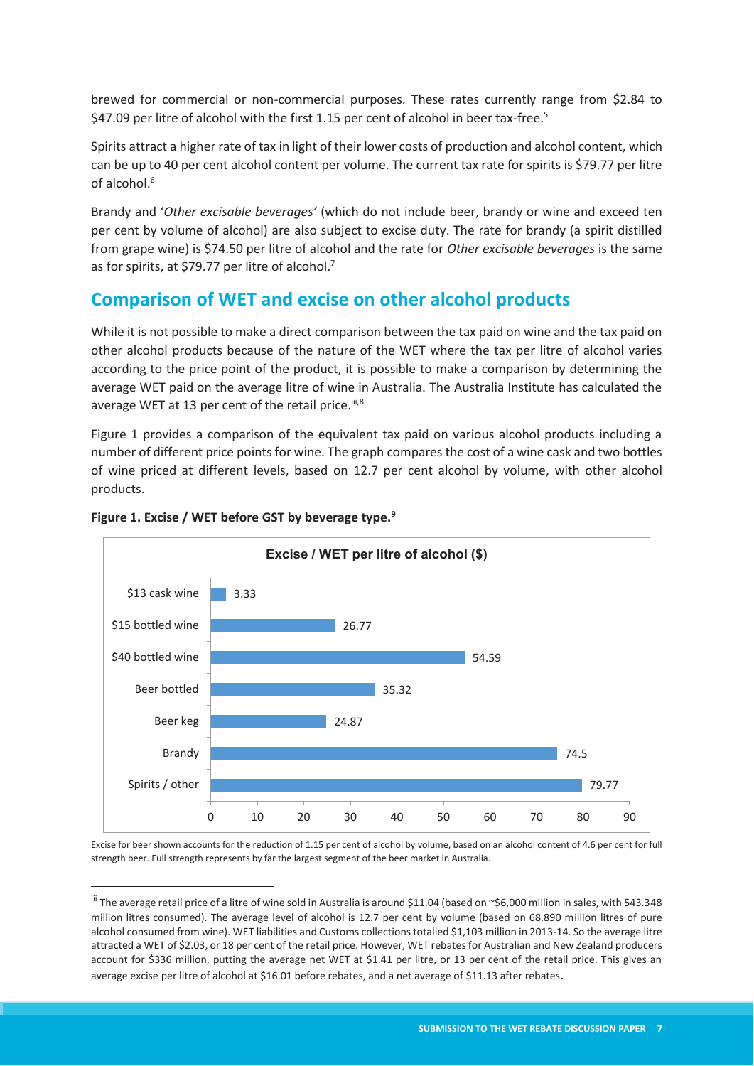brewed for commercial or non-commercial purposes. These rates currently range from $2.84 to $47.09 per litre of alcohol with the first 1.15 per cent of alcohol in beer tax-free.[5]

Spirits attract a higher rate of tax in light of their lower costs of production and alcohol content, which can be up to 40 per cent alcohol content per volume. The current tax rate for spirits is $79.77 per litre of alcohol.[6]

Brandy and '*Other excisable beverages'* (which do not include beer, brandy or wine and exceed ten per cent by volume of alcohol) are also subject to excise duty. The rate for brandy (a spirit distilled from grape wine) is $74.50 per litre of alcohol and the rate for *Other excisable beverages* is the same as for spirits, at $79.77 per litre of alcohol.[7]

## Comparison of WET and excise on other alcohol products

While it is not possible to make a direct comparison between the tax paid on wine and the tax paid on other alcohol products because of the nature of the WET where the tax per litre of alcohol varies according to the price point of the product, it is possible to make a comparison by determining the average WET paid on the average litre of wine in Australia. The Australia Institute has calculated the average WET at 13 per cent of the retail price.[iii,8]

Figure 1 provides a comparison of the equivalent tax paid on various alcohol products including a number of different price points for wine. The graph compares the cost of a wine cask and two bottles of wine priced at different levels, based on 12.7 per cent alcohol by volume, with other alcohol products.

**Figure 1. Excise / WET before GST by beverage type.[9]**

**Excise / WET per litre of alcohol ($)**

| Beverage type | Excise / WET per litre of alcohol ($) |
|---|---|
| $13 cask wine | 3.33 |
| $15 bottled wine | 26.77 |
| $40 bottled wine | 54.59 |
| Beer bottled | 35.32 |
| Beer keg | 24.87 |
| Brandy | 74.5 |
| Spirits / other | 79.77 |

Excise for beer shown accounts for the reduction of 1.15 per cent of alcohol by volume, based on an alcohol content of 4.6 per cent for full strength beer. Full strength represents by far the largest segment of the beer market in Australia.

---

[iii] The average retail price of a litre of wine sold in Australia is around $11.04 (based on ~$6,000 million in sales, with 543.348 million litres consumed). The average level of alcohol is 12.7 per cent by volume (based on 68.890 million litres of pure alcohol consumed from wine). WET liabilities and Customs collections totalled $1,103 million in 2013-14. So the average litre attracted a WET of $2.03, or 18 per cent of the retail price. However, WET rebates for Australian and New Zealand producers account for $336 million, putting the average net WET at $1.41 per litre, or 13 per cent of the retail price. This gives an average excise per litre of alcohol at $16.01 before rebates, and a net average of $11.13 after rebates.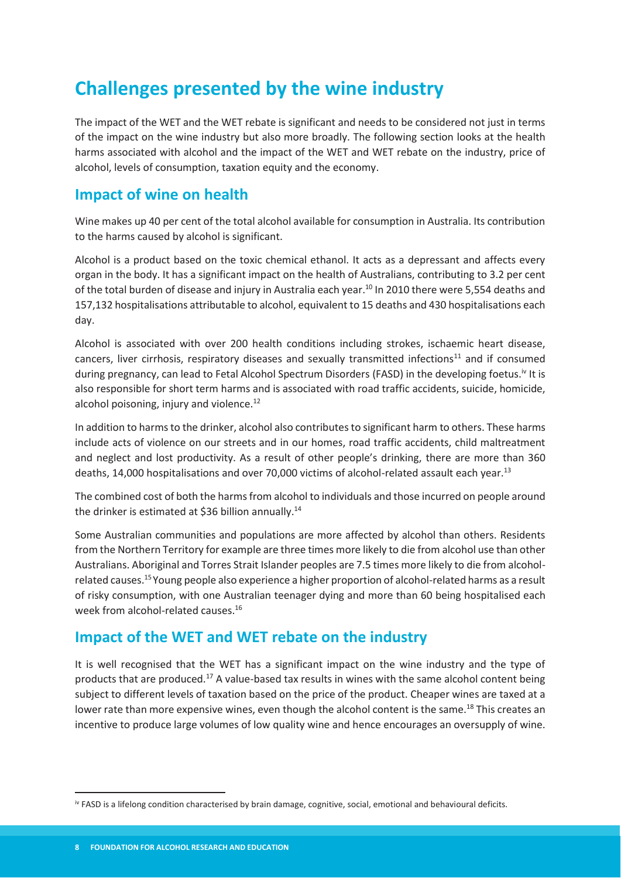# Challenges presented by the wine industry

The impact of the WET and the WET rebate is significant and needs to be considered not just in terms of the impact on the wine industry but also more broadly. The following section looks at the health harms associated with alcohol and the impact of the WET and WET rebate on the industry, price of alcohol, levels of consumption, taxation equity and the economy.

## Impact of wine on health

Wine makes up 40 per cent of the total alcohol available for consumption in Australia. Its contribution to the harms caused by alcohol is significant.

Alcohol is a product based on the toxic chemical ethanol. It acts as a depressant and affects every organ in the body. It has a significant impact on the health of Australians, contributing to 3.2 per cent of the total burden of disease and injury in Australia each year.[10] In 2010 there were 5,554 deaths and 157,132 hospitalisations attributable to alcohol, equivalent to 15 deaths and 430 hospitalisations each day.

Alcohol is associated with over 200 health conditions including strokes, ischaemic heart disease, cancers, liver cirrhosis, respiratory diseases and sexually transmitted infections[11] and if consumed during pregnancy, can lead to Fetal Alcohol Spectrum Disorders (FASD) in the developing foetus.[iv] It is also responsible for short term harms and is associated with road traffic accidents, suicide, homicide, alcohol poisoning, injury and violence.[12]

In addition to harms to the drinker, alcohol also contributes to significant harm to others. These harms include acts of violence on our streets and in our homes, road traffic accidents, child maltreatment and neglect and lost productivity. As a result of other people's drinking, there are more than 360 deaths, 14,000 hospitalisations and over 70,000 victims of alcohol-related assault each year.[13]

The combined cost of both the harms from alcohol to individuals and those incurred on people around the drinker is estimated at $36 billion annually.[14]

Some Australian communities and populations are more affected by alcohol than others. Residents from the Northern Territory for example are three times more likely to die from alcohol use than other Australians. Aboriginal and Torres Strait Islander peoples are 7.5 times more likely to die from alcohol-related causes.[15] Young people also experience a higher proportion of alcohol-related harms as a result of risky consumption, with one Australian teenager dying and more than 60 being hospitalised each week from alcohol-related causes.[16]

## Impact of the WET and WET rebate on the industry

It is well recognised that the WET has a significant impact on the wine industry and the type of products that are produced.[17] A value-based tax results in wines with the same alcohol content being subject to different levels of taxation based on the price of the product. Cheaper wines are taxed at a lower rate than more expensive wines, even though the alcohol content is the same.[18] This creates an incentive to produce large volumes of low quality wine and hence encourages an oversupply of wine.

[iv] FASD is a lifelong condition characterised by brain damage, cognitive, social, emotional and behavioural deficits.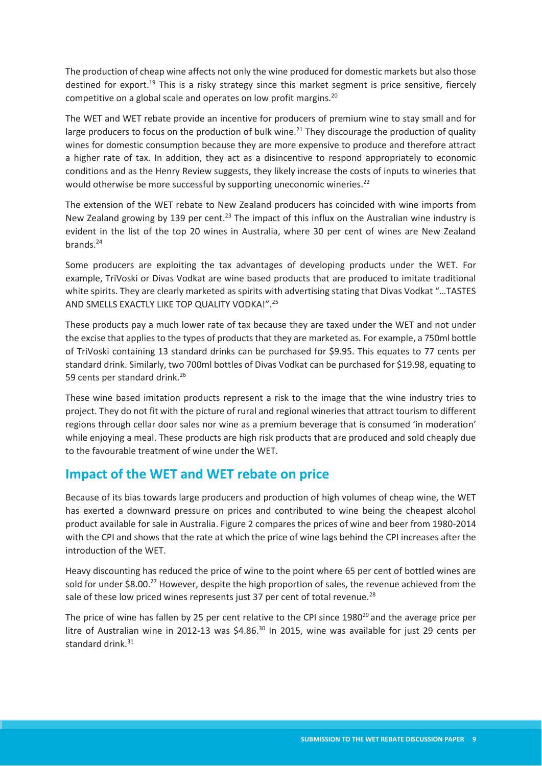The production of cheap wine affects not only the wine produced for domestic markets but also those destined for export.[19] This is a risky strategy since this market segment is price sensitive, fiercely competitive on a global scale and operates on low profit margins.[20]

The WET and WET rebate provide an incentive for producers of premium wine to stay small and for large producers to focus on the production of bulk wine.[21] They discourage the production of quality wines for domestic consumption because they are more expensive to produce and therefore attract a higher rate of tax. In addition, they act as a disincentive to respond appropriately to economic conditions and as the Henry Review suggests, they likely increase the costs of inputs to wineries that would otherwise be more successful by supporting uneconomic wineries.[22]

The extension of the WET rebate to New Zealand producers has coincided with wine imports from New Zealand growing by 139 per cent.[23] The impact of this influx on the Australian wine industry is evident in the list of the top 20 wines in Australia, where 30 per cent of wines are New Zealand brands.[24]

Some producers are exploiting the tax advantages of developing products under the WET. For example, TriVoski or Divas Vodkat are wine based products that are produced to imitate traditional white spirits. They are clearly marketed as spirits with advertising stating that Divas Vodkat "…TASTES AND SMELLS EXACTLY LIKE TOP QUALITY VODKA!".[25]

These products pay a much lower rate of tax because they are taxed under the WET and not under the excise that applies to the types of products that they are marketed as. For example, a 750ml bottle of TriVoski containing 13 standard drinks can be purchased for $9.95. This equates to 77 cents per standard drink. Similarly, two 700ml bottles of Divas Vodkat can be purchased for $19.98, equating to 59 cents per standard drink.[26]

These wine based imitation products represent a risk to the image that the wine industry tries to project. They do not fit with the picture of rural and regional wineries that attract tourism to different regions through cellar door sales nor wine as a premium beverage that is consumed 'in moderation' while enjoying a meal. These products are high risk products that are produced and sold cheaply due to the favourable treatment of wine under the WET.

## Impact of the WET and WET rebate on price

Because of its bias towards large producers and production of high volumes of cheap wine, the WET has exerted a downward pressure on prices and contributed to wine being the cheapest alcohol product available for sale in Australia. Figure 2 compares the prices of wine and beer from 1980-2014 with the CPI and shows that the rate at which the price of wine lags behind the CPI increases after the introduction of the WET.

Heavy discounting has reduced the price of wine to the point where 65 per cent of bottled wines are sold for under $8.00.[27] However, despite the high proportion of sales, the revenue achieved from the sale of these low priced wines represents just 37 per cent of total revenue.[28]

The price of wine has fallen by 25 per cent relative to the CPI since 1980[29] and the average price per litre of Australian wine in 2012-13 was $4.86.[30] In 2015, wine was available for just 29 cents per standard drink.[31]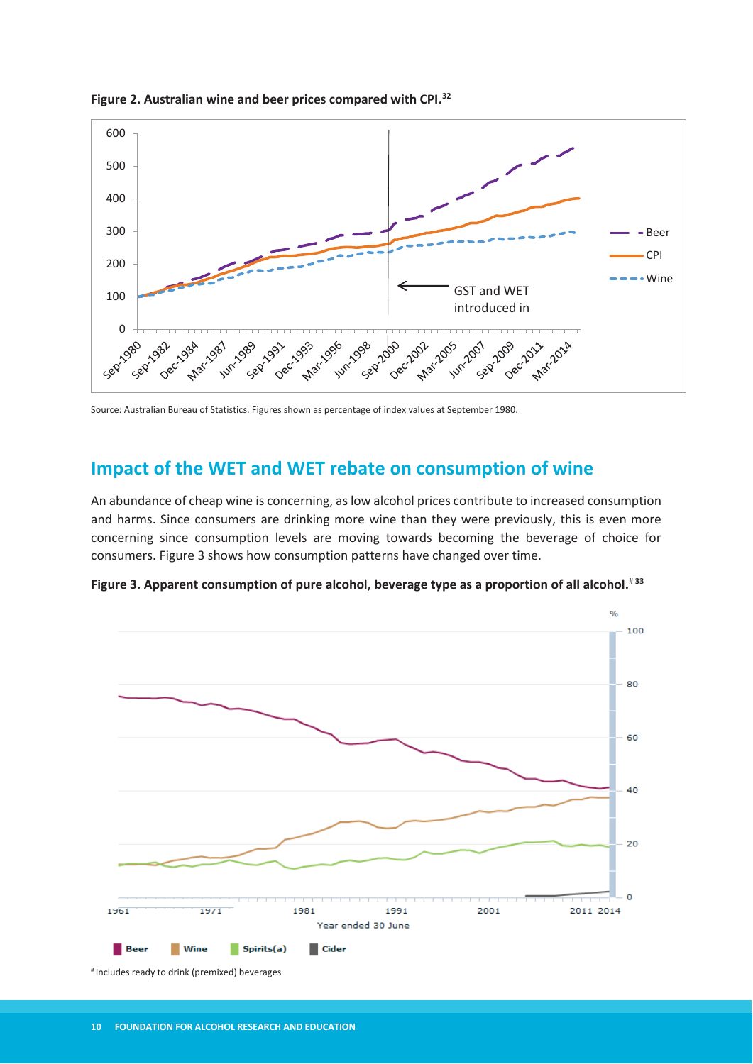**Figure 2. Australian wine and beer prices compared with CPI.[32]**

Source: Australian Bureau of Statistics. Figures shown as percentage of index values at September 1980.

## Impact of the WET and WET rebate on consumption of wine

An abundance of cheap wine is concerning, as low alcohol prices contribute to increased consumption and harms. Since consumers are drinking more wine than they were previously, this is even more concerning since consumption levels are moving towards becoming the beverage of choice for consumers. Figure 3 shows how consumption patterns have changed over time.

**Figure 3. Apparent consumption of pure alcohol, beverage type as a proportion of all alcohol.[# 33]**

[#] Includes ready to drink (premixed) beverages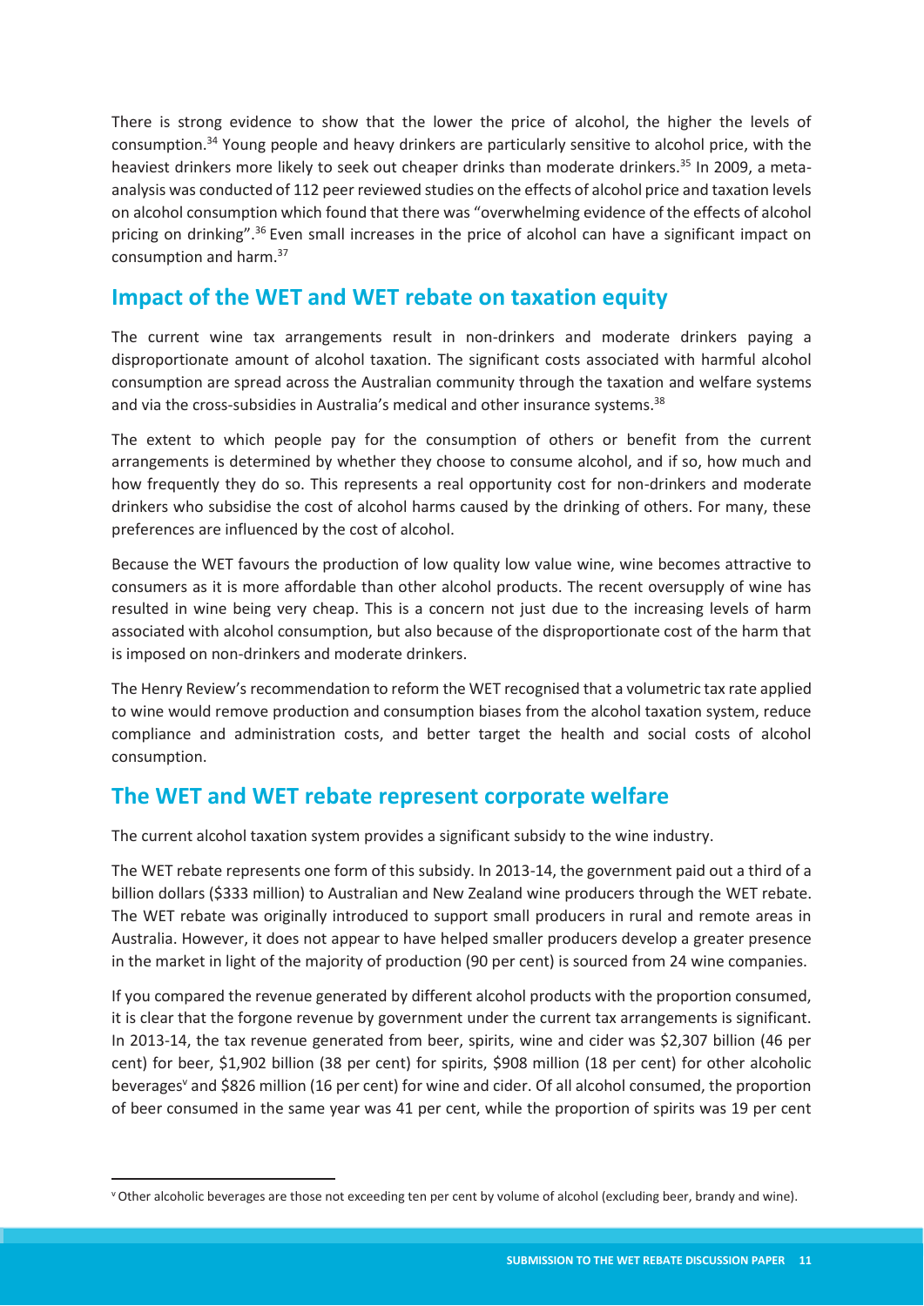There is strong evidence to show that the lower the price of alcohol, the higher the levels of consumption.[34] Young people and heavy drinkers are particularly sensitive to alcohol price, with the heaviest drinkers more likely to seek out cheaper drinks than moderate drinkers.[35] In 2009, a meta-analysis was conducted of 112 peer reviewed studies on the effects of alcohol price and taxation levels on alcohol consumption which found that there was "overwhelming evidence of the effects of alcohol pricing on drinking".[36] Even small increases in the price of alcohol can have a significant impact on consumption and harm.[37]

## Impact of the WET and WET rebate on taxation equity

The current wine tax arrangements result in non-drinkers and moderate drinkers paying a disproportionate amount of alcohol taxation. The significant costs associated with harmful alcohol consumption are spread across the Australian community through the taxation and welfare systems and via the cross-subsidies in Australia's medical and other insurance systems.[38]

The extent to which people pay for the consumption of others or benefit from the current arrangements is determined by whether they choose to consume alcohol, and if so, how much and how frequently they do so. This represents a real opportunity cost for non-drinkers and moderate drinkers who subsidise the cost of alcohol harms caused by the drinking of others. For many, these preferences are influenced by the cost of alcohol.

Because the WET favours the production of low quality low value wine, wine becomes attractive to consumers as it is more affordable than other alcohol products. The recent oversupply of wine has resulted in wine being very cheap. This is a concern not just due to the increasing levels of harm associated with alcohol consumption, but also because of the disproportionate cost of the harm that is imposed on non-drinkers and moderate drinkers.

The Henry Review's recommendation to reform the WET recognised that a volumetric tax rate applied to wine would remove production and consumption biases from the alcohol taxation system, reduce compliance and administration costs, and better target the health and social costs of alcohol consumption.

## The WET and WET rebate represent corporate welfare

The current alcohol taxation system provides a significant subsidy to the wine industry.

The WET rebate represents one form of this subsidy. In 2013-14, the government paid out a third of a billion dollars ($333 million) to Australian and New Zealand wine producers through the WET rebate. The WET rebate was originally introduced to support small producers in rural and remote areas in Australia. However, it does not appear to have helped smaller producers develop a greater presence in the market in light of the majority of production (90 per cent) is sourced from 24 wine companies.

If you compared the revenue generated by different alcohol products with the proportion consumed, it is clear that the forgone revenue by government under the current tax arrangements is significant. In 2013-14, the tax revenue generated from beer, spirits, wine and cider was $2,307 billion (46 per cent) for beer, $1,902 billion (38 per cent) for spirits, $908 million (18 per cent) for other alcoholic beverages[v] and $826 million (16 per cent) for wine and cider. Of all alcohol consumed, the proportion of beer consumed in the same year was 41 per cent, while the proportion of spirits was 19 per cent

[v] Other alcoholic beverages are those not exceeding ten per cent by volume of alcohol (excluding beer, brandy and wine).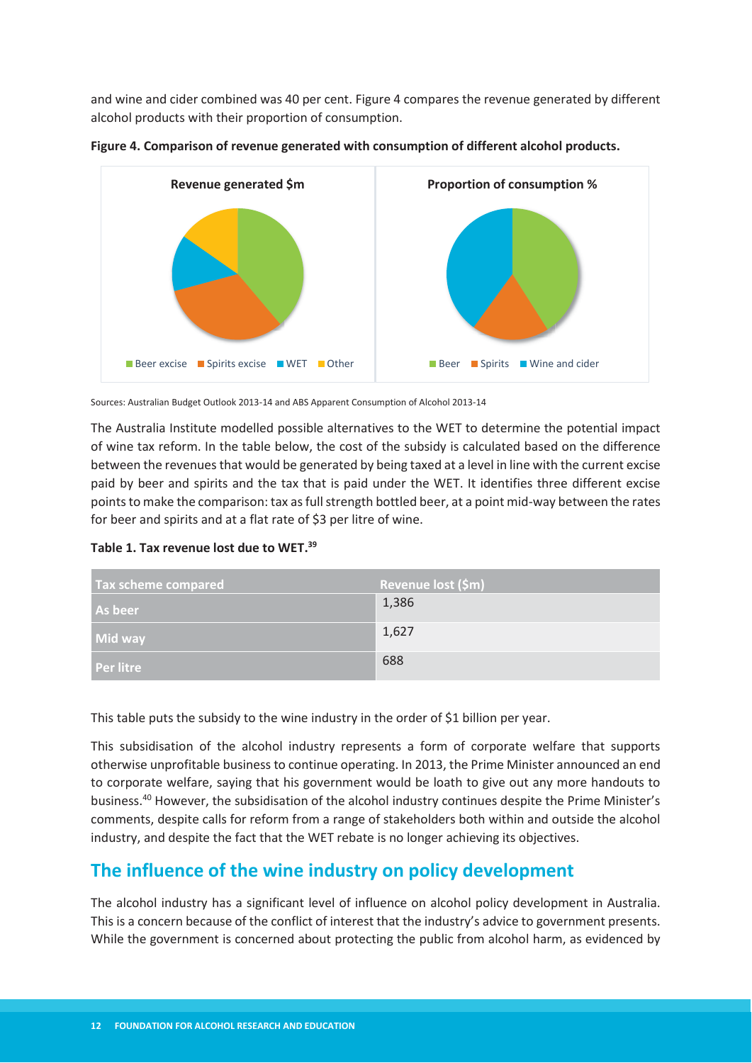and wine and cider combined was 40 per cent. Figure 4 compares the revenue generated by different alcohol products with their proportion of consumption.

**Figure 4. Comparison of revenue generated with consumption of different alcohol products.**

Sources: Australian Budget Outlook 2013-14 and ABS Apparent Consumption of Alcohol 2013-14

The Australia Institute modelled possible alternatives to the WET to determine the potential impact of wine tax reform. In the table below, the cost of the subsidy is calculated based on the difference between the revenues that would be generated by being taxed at a level in line with the current excise paid by beer and spirits and the tax that is paid under the WET. It identifies three different excise points to make the comparison: tax as full strength bottled beer, at a point mid-way between the rates for beer and spirits and at a flat rate of $3 per litre of wine.

**Table 1. Tax revenue lost due to WET.[39]**

| Tax scheme compared | Revenue lost ($m) |
|---|---|
| As beer | 1,386 |
| Mid way | 1,627 |
| Per litre | 688 |

This table puts the subsidy to the wine industry in the order of $1 billion per year.

This subsidisation of the alcohol industry represents a form of corporate welfare that supports otherwise unprofitable business to continue operating. In 2013, the Prime Minister announced an end to corporate welfare, saying that his government would be loath to give out any more handouts to business.[40] However, the subsidisation of the alcohol industry continues despite the Prime Minister's comments, despite calls for reform from a range of stakeholders both within and outside the alcohol industry, and despite the fact that the WET rebate is no longer achieving its objectives.

## The influence of the wine industry on policy development

The alcohol industry has a significant level of influence on alcohol policy development in Australia. This is a concern because of the conflict of interest that the industry's advice to government presents. While the government is concerned about protecting the public from alcohol harm, as evidenced by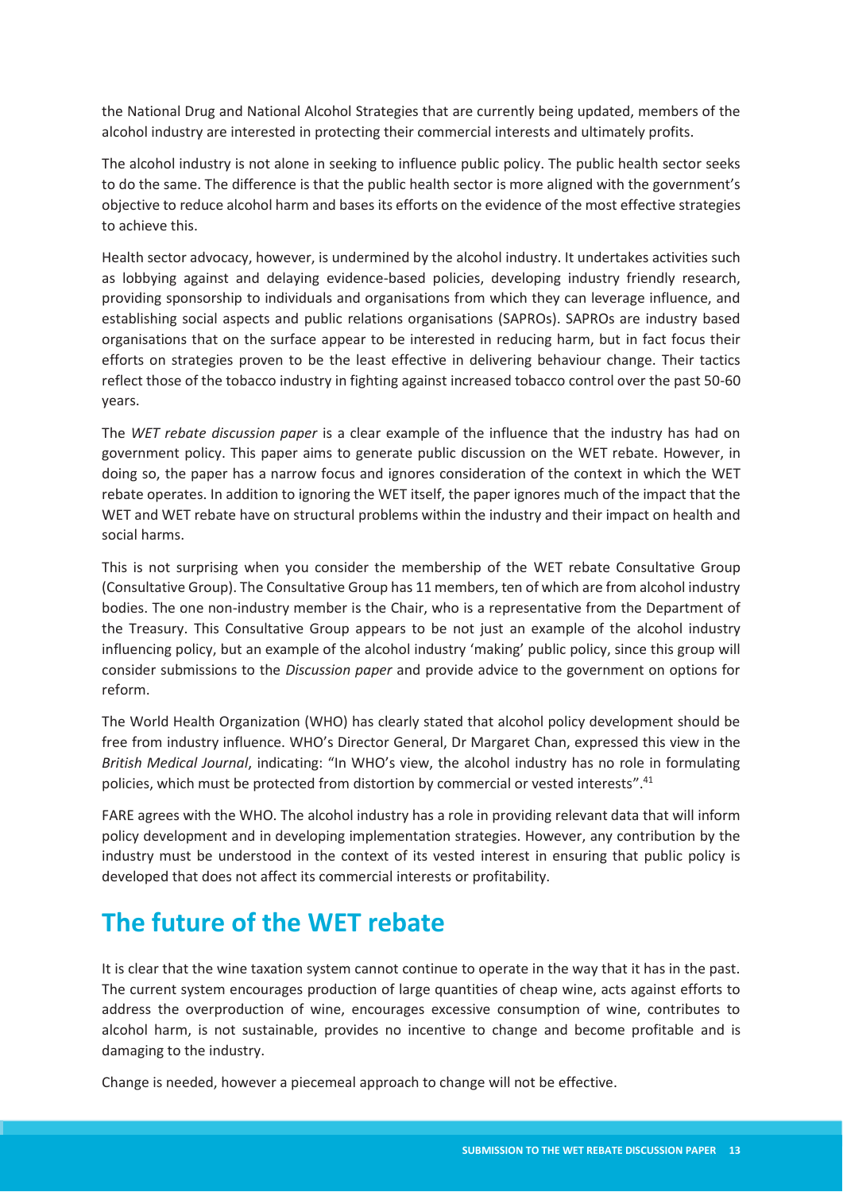the National Drug and National Alcohol Strategies that are currently being updated, members of the alcohol industry are interested in protecting their commercial interests and ultimately profits.

The alcohol industry is not alone in seeking to influence public policy. The public health sector seeks to do the same. The difference is that the public health sector is more aligned with the government's objective to reduce alcohol harm and bases its efforts on the evidence of the most effective strategies to achieve this.

Health sector advocacy, however, is undermined by the alcohol industry. It undertakes activities such as lobbying against and delaying evidence-based policies, developing industry friendly research, providing sponsorship to individuals and organisations from which they can leverage influence, and establishing social aspects and public relations organisations (SAPROs). SAPROs are industry based organisations that on the surface appear to be interested in reducing harm, but in fact focus their efforts on strategies proven to be the least effective in delivering behaviour change. Their tactics reflect those of the tobacco industry in fighting against increased tobacco control over the past 50-60 years.

The *WET rebate discussion paper* is a clear example of the influence that the industry has had on government policy. This paper aims to generate public discussion on the WET rebate. However, in doing so, the paper has a narrow focus and ignores consideration of the context in which the WET rebate operates. In addition to ignoring the WET itself, the paper ignores much of the impact that the WET and WET rebate have on structural problems within the industry and their impact on health and social harms.

This is not surprising when you consider the membership of the WET rebate Consultative Group (Consultative Group). The Consultative Group has 11 members, ten of which are from alcohol industry bodies. The one non-industry member is the Chair, who is a representative from the Department of the Treasury. This Consultative Group appears to be not just an example of the alcohol industry influencing policy, but an example of the alcohol industry 'making' public policy, since this group will consider submissions to the *Discussion paper* and provide advice to the government on options for reform.

The World Health Organization (WHO) has clearly stated that alcohol policy development should be free from industry influence. WHO's Director General, Dr Margaret Chan, expressed this view in the *British Medical Journal*, indicating: "In WHO's view, the alcohol industry has no role in formulating policies, which must be protected from distortion by commercial or vested interests".[41]

FARE agrees with the WHO. The alcohol industry has a role in providing relevant data that will inform policy development and in developing implementation strategies. However, any contribution by the industry must be understood in the context of its vested interest in ensuring that public policy is developed that does not affect its commercial interests or profitability.

## The future of the WET rebate

It is clear that the wine taxation system cannot continue to operate in the way that it has in the past. The current system encourages production of large quantities of cheap wine, acts against efforts to address the overproduction of wine, encourages excessive consumption of wine, contributes to alcohol harm, is not sustainable, provides no incentive to change and become profitable and is damaging to the industry.

Change is needed, however a piecemeal approach to change will not be effective.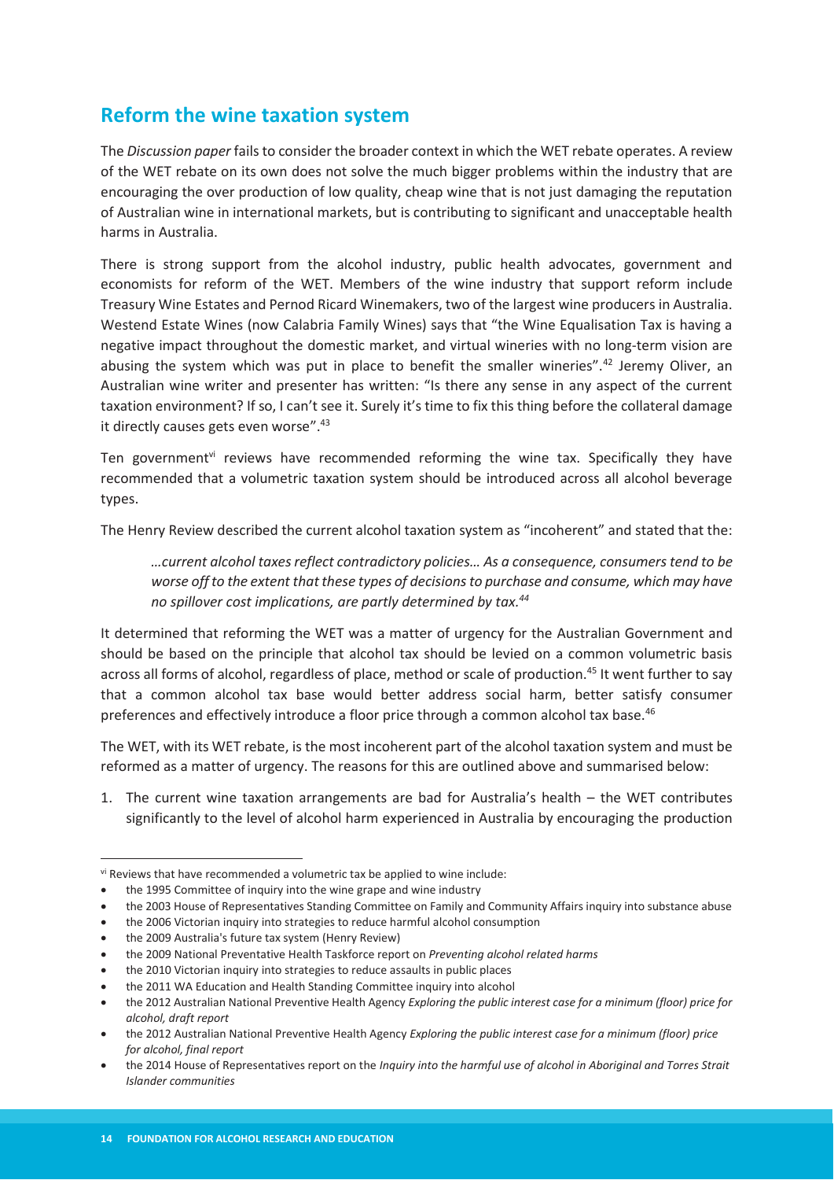## Reform the wine taxation system

The *Discussion paper* fails to consider the broader context in which the WET rebate operates. A review of the WET rebate on its own does not solve the much bigger problems within the industry that are encouraging the over production of low quality, cheap wine that is not just damaging the reputation of Australian wine in international markets, but is contributing to significant and unacceptable health harms in Australia.

There is strong support from the alcohol industry, public health advocates, government and economists for reform of the WET. Members of the wine industry that support reform include Treasury Wine Estates and Pernod Ricard Winemakers, two of the largest wine producers in Australia. Westend Estate Wines (now Calabria Family Wines) says that "the Wine Equalisation Tax is having a negative impact throughout the domestic market, and virtual wineries with no long-term vision are abusing the system which was put in place to benefit the smaller wineries".[42] Jeremy Oliver, an Australian wine writer and presenter has written: "Is there any sense in any aspect of the current taxation environment? If so, I can't see it. Surely it's time to fix this thing before the collateral damage it directly causes gets even worse".[43]

Ten government[vi] reviews have recommended reforming the wine tax. Specifically they have recommended that a volumetric taxation system should be introduced across all alcohol beverage types.

The Henry Review described the current alcohol taxation system as "incoherent" and stated that the:

> *…current alcohol taxes reflect contradictory policies… As a consequence, consumers tend to be worse off to the extent that these types of decisions to purchase and consume, which may have no spillover cost implications, are partly determined by tax.[44]*

It determined that reforming the WET was a matter of urgency for the Australian Government and should be based on the principle that alcohol tax should be levied on a common volumetric basis across all forms of alcohol, regardless of place, method or scale of production.[45] It went further to say that a common alcohol tax base would better address social harm, better satisfy consumer preferences and effectively introduce a floor price through a common alcohol tax base.[46]

The WET, with its WET rebate, is the most incoherent part of the alcohol taxation system and must be reformed as a matter of urgency. The reasons for this are outlined above and summarised below:

1. The current wine taxation arrangements are bad for Australia's health – the WET contributes significantly to the level of alcohol harm experienced in Australia by encouraging the production

---

[vi] Reviews that have recommended a volumetric tax be applied to wine include:

- the 1995 Committee of inquiry into the wine grape and wine industry
- the 2003 House of Representatives Standing Committee on Family and Community Affairs inquiry into substance abuse
- the 2006 Victorian inquiry into strategies to reduce harmful alcohol consumption
- the 2009 Australia's future tax system (Henry Review)
- the 2009 National Preventative Health Taskforce report on *Preventing alcohol related harms*
- the 2010 Victorian inquiry into strategies to reduce assaults in public places
- the 2011 WA Education and Health Standing Committee inquiry into alcohol
- the 2012 Australian National Preventive Health Agency *Exploring the public interest case for a minimum (floor) price for alcohol, draft report*
- the 2012 Australian National Preventive Health Agency *Exploring the public interest case for a minimum (floor) price for alcohol, final report*
- the 2014 House of Representatives report on the *Inquiry into the harmful use of alcohol in Aboriginal and Torres Strait Islander communities*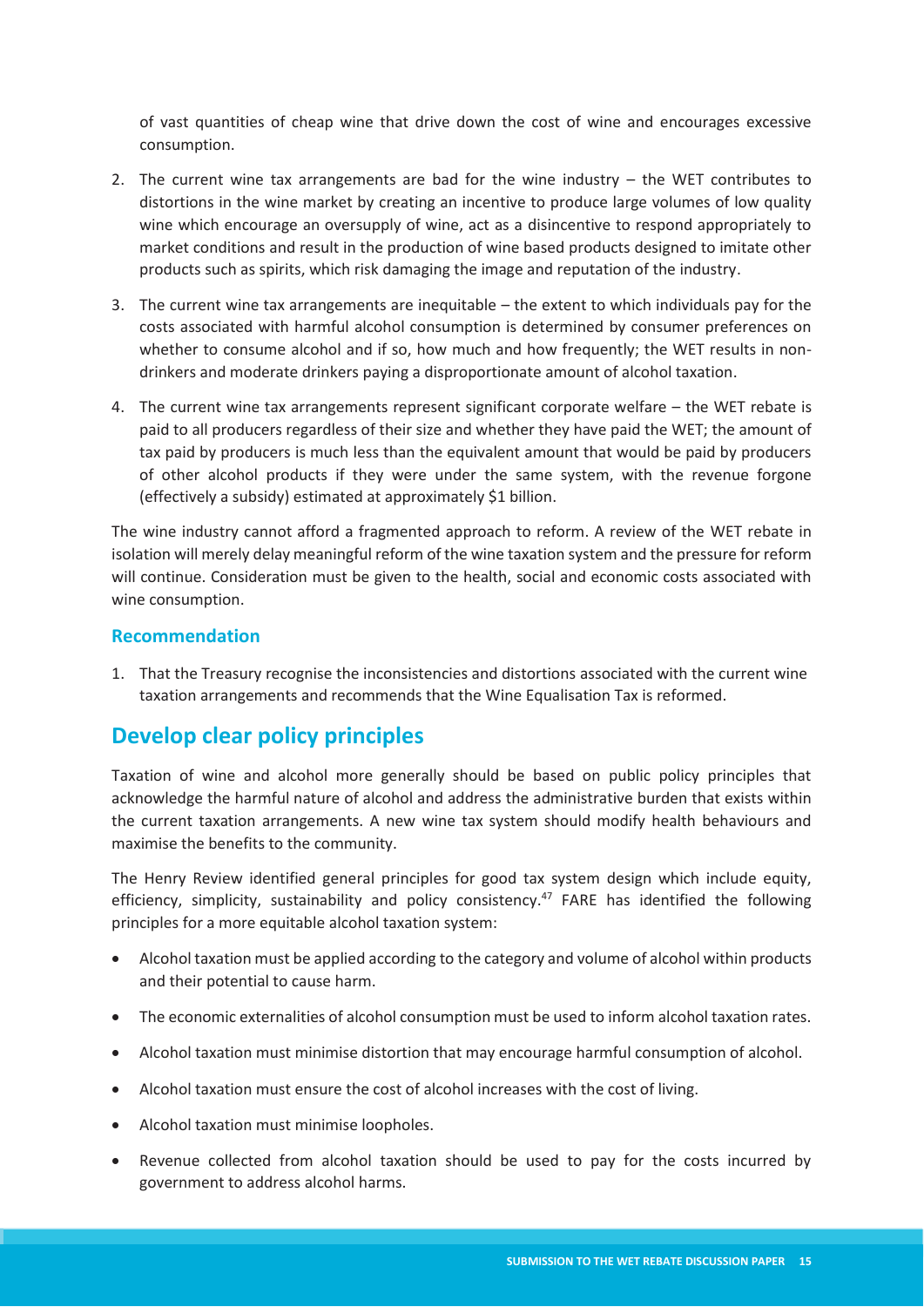of vast quantities of cheap wine that drive down the cost of wine and encourages excessive consumption.

2. The current wine tax arrangements are bad for the wine industry – the WET contributes to distortions in the wine market by creating an incentive to produce large volumes of low quality wine which encourage an oversupply of wine, act as a disincentive to respond appropriately to market conditions and result in the production of wine based products designed to imitate other products such as spirits, which risk damaging the image and reputation of the industry.
3. The current wine tax arrangements are inequitable – the extent to which individuals pay for the costs associated with harmful alcohol consumption is determined by consumer preferences on whether to consume alcohol and if so, how much and how frequently; the WET results in non-drinkers and moderate drinkers paying a disproportionate amount of alcohol taxation.
4. The current wine tax arrangements represent significant corporate welfare – the WET rebate is paid to all producers regardless of their size and whether they have paid the WET; the amount of tax paid by producers is much less than the equivalent amount that would be paid by producers of other alcohol products if they were under the same system, with the revenue forgone (effectively a subsidy) estimated at approximately $1 billion.

The wine industry cannot afford a fragmented approach to reform. A review of the WET rebate in isolation will merely delay meaningful reform of the wine taxation system and the pressure for reform will continue. Consideration must be given to the health, social and economic costs associated with wine consumption.

### Recommendation

1. That the Treasury recognise the inconsistencies and distortions associated with the current wine taxation arrangements and recommends that the Wine Equalisation Tax is reformed.

## Develop clear policy principles

Taxation of wine and alcohol more generally should be based on public policy principles that acknowledge the harmful nature of alcohol and address the administrative burden that exists within the current taxation arrangements. A new wine tax system should modify health behaviours and maximise the benefits to the community.

The Henry Review identified general principles for good tax system design which include equity, efficiency, simplicity, sustainability and policy consistency.[47] FARE has identified the following principles for a more equitable alcohol taxation system:

- Alcohol taxation must be applied according to the category and volume of alcohol within products and their potential to cause harm.
- The economic externalities of alcohol consumption must be used to inform alcohol taxation rates.
- Alcohol taxation must minimise distortion that may encourage harmful consumption of alcohol.
- Alcohol taxation must ensure the cost of alcohol increases with the cost of living.
- Alcohol taxation must minimise loopholes.
- Revenue collected from alcohol taxation should be used to pay for the costs incurred by government to address alcohol harms.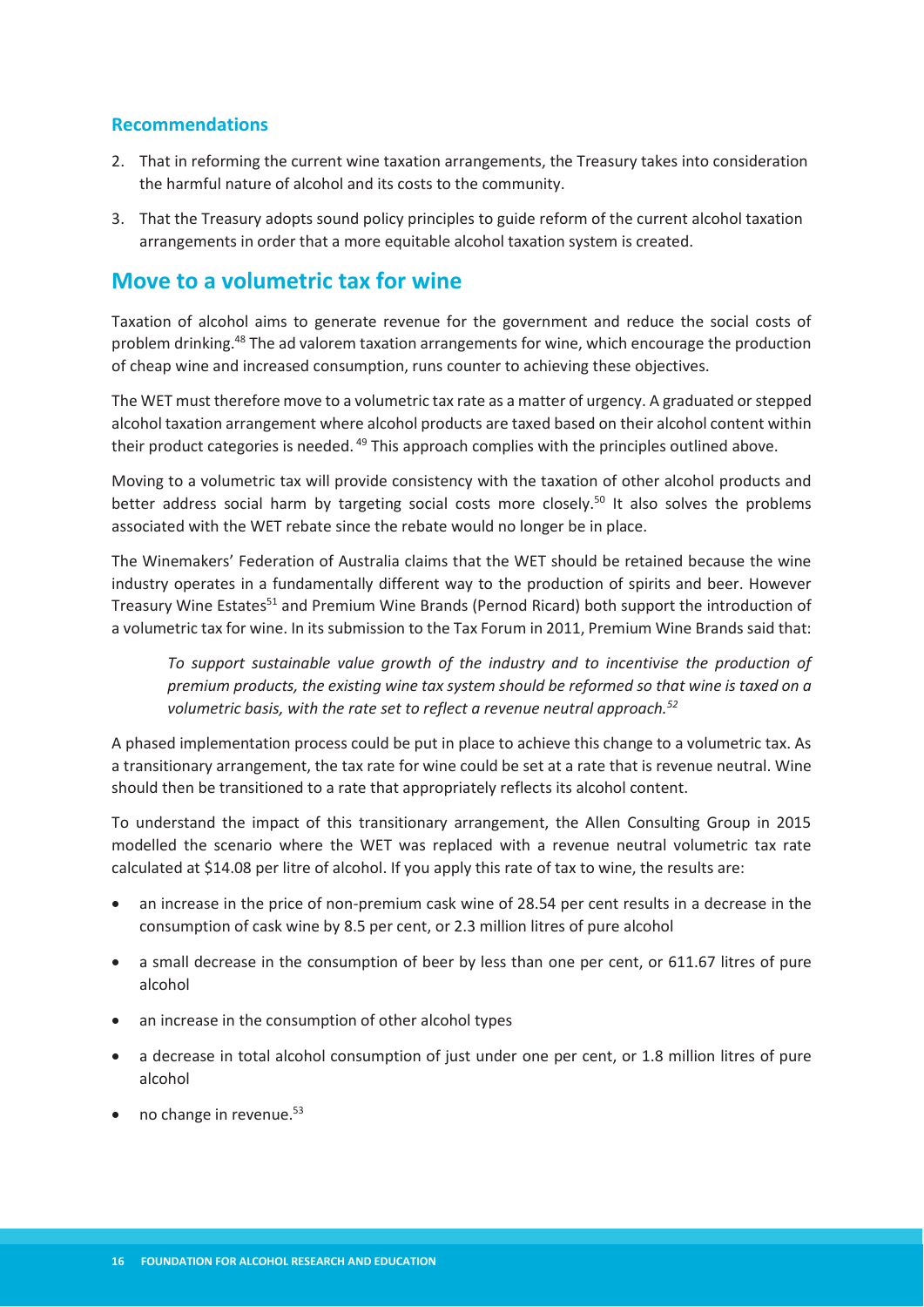### Recommendations

2. That in reforming the current wine taxation arrangements, the Treasury takes into consideration the harmful nature of alcohol and its costs to the community.
3. That the Treasury adopts sound policy principles to guide reform of the current alcohol taxation arrangements in order that a more equitable alcohol taxation system is created.

## Move to a volumetric tax for wine

Taxation of alcohol aims to generate revenue for the government and reduce the social costs of problem drinking.[48] The ad valorem taxation arrangements for wine, which encourage the production of cheap wine and increased consumption, runs counter to achieving these objectives.

The WET must therefore move to a volumetric tax rate as a matter of urgency. A graduated or stepped alcohol taxation arrangement where alcohol products are taxed based on their alcohol content within their product categories is needed.[49] This approach complies with the principles outlined above.

Moving to a volumetric tax will provide consistency with the taxation of other alcohol products and better address social harm by targeting social costs more closely.[50] It also solves the problems associated with the WET rebate since the rebate would no longer be in place.

The Winemakers' Federation of Australia claims that the WET should be retained because the wine industry operates in a fundamentally different way to the production of spirits and beer. However Treasury Wine Estates[51] and Premium Wine Brands (Pernod Ricard) both support the introduction of a volumetric tax for wine. In its submission to the Tax Forum in 2011, Premium Wine Brands said that:

> *To support sustainable value growth of the industry and to incentivise the production of premium products, the existing wine tax system should be reformed so that wine is taxed on a volumetric basis, with the rate set to reflect a revenue neutral approach.*[52]

A phased implementation process could be put in place to achieve this change to a volumetric tax. As a transitionary arrangement, the tax rate for wine could be set at a rate that is revenue neutral. Wine should then be transitioned to a rate that appropriately reflects its alcohol content.

To understand the impact of this transitionary arrangement, the Allen Consulting Group in 2015 modelled the scenario where the WET was replaced with a revenue neutral volumetric tax rate calculated at $14.08 per litre of alcohol. If you apply this rate of tax to wine, the results are:

- an increase in the price of non-premium cask wine of 28.54 per cent results in a decrease in the consumption of cask wine by 8.5 per cent, or 2.3 million litres of pure alcohol
- a small decrease in the consumption of beer by less than one per cent, or 611.67 litres of pure alcohol
- an increase in the consumption of other alcohol types
- a decrease in total alcohol consumption of just under one per cent, or 1.8 million litres of pure alcohol
- no change in revenue.[53]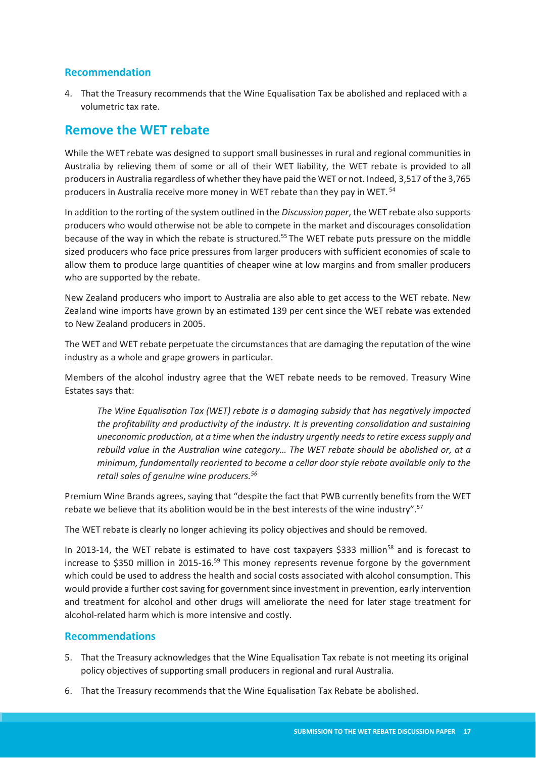### Recommendation

4. That the Treasury recommends that the Wine Equalisation Tax be abolished and replaced with a volumetric tax rate.

## Remove the WET rebate

While the WET rebate was designed to support small businesses in rural and regional communities in Australia by relieving them of some or all of their WET liability, the WET rebate is provided to all producers in Australia regardless of whether they have paid the WET or not. Indeed, 3,517 of the 3,765 producers in Australia receive more money in WET rebate than they pay in WET.[54]

In addition to the rorting of the system outlined in the *Discussion paper*, the WET rebate also supports producers who would otherwise not be able to compete in the market and discourages consolidation because of the way in which the rebate is structured.[55] The WET rebate puts pressure on the middle sized producers who face price pressures from larger producers with sufficient economies of scale to allow them to produce large quantities of cheaper wine at low margins and from smaller producers who are supported by the rebate.

New Zealand producers who import to Australia are also able to get access to the WET rebate. New Zealand wine imports have grown by an estimated 139 per cent since the WET rebate was extended to New Zealand producers in 2005.

The WET and WET rebate perpetuate the circumstances that are damaging the reputation of the wine industry as a whole and grape growers in particular.

Members of the alcohol industry agree that the WET rebate needs to be removed. Treasury Wine Estates says that:

> *The Wine Equalisation Tax (WET) rebate is a damaging subsidy that has negatively impacted the profitability and productivity of the industry. It is preventing consolidation and sustaining uneconomic production, at a time when the industry urgently needs to retire excess supply and rebuild value in the Australian wine category… The WET rebate should be abolished or, at a minimum, fundamentally reoriented to become a cellar door style rebate available only to the retail sales of genuine wine producers.*[56]

Premium Wine Brands agrees, saying that "despite the fact that PWB currently benefits from the WET rebate we believe that its abolition would be in the best interests of the wine industry".[57]

The WET rebate is clearly no longer achieving its policy objectives and should be removed.

In 2013-14, the WET rebate is estimated to have cost taxpayers $333 million[58] and is forecast to increase to $350 million in 2015-16.[59] This money represents revenue forgone by the government which could be used to address the health and social costs associated with alcohol consumption. This would provide a further cost saving for government since investment in prevention, early intervention and treatment for alcohol and other drugs will ameliorate the need for later stage treatment for alcohol-related harm which is more intensive and costly.

### Recommendations

5. That the Treasury acknowledges that the Wine Equalisation Tax rebate is not meeting its original policy objectives of supporting small producers in regional and rural Australia.
6. That the Treasury recommends that the Wine Equalisation Tax Rebate be abolished.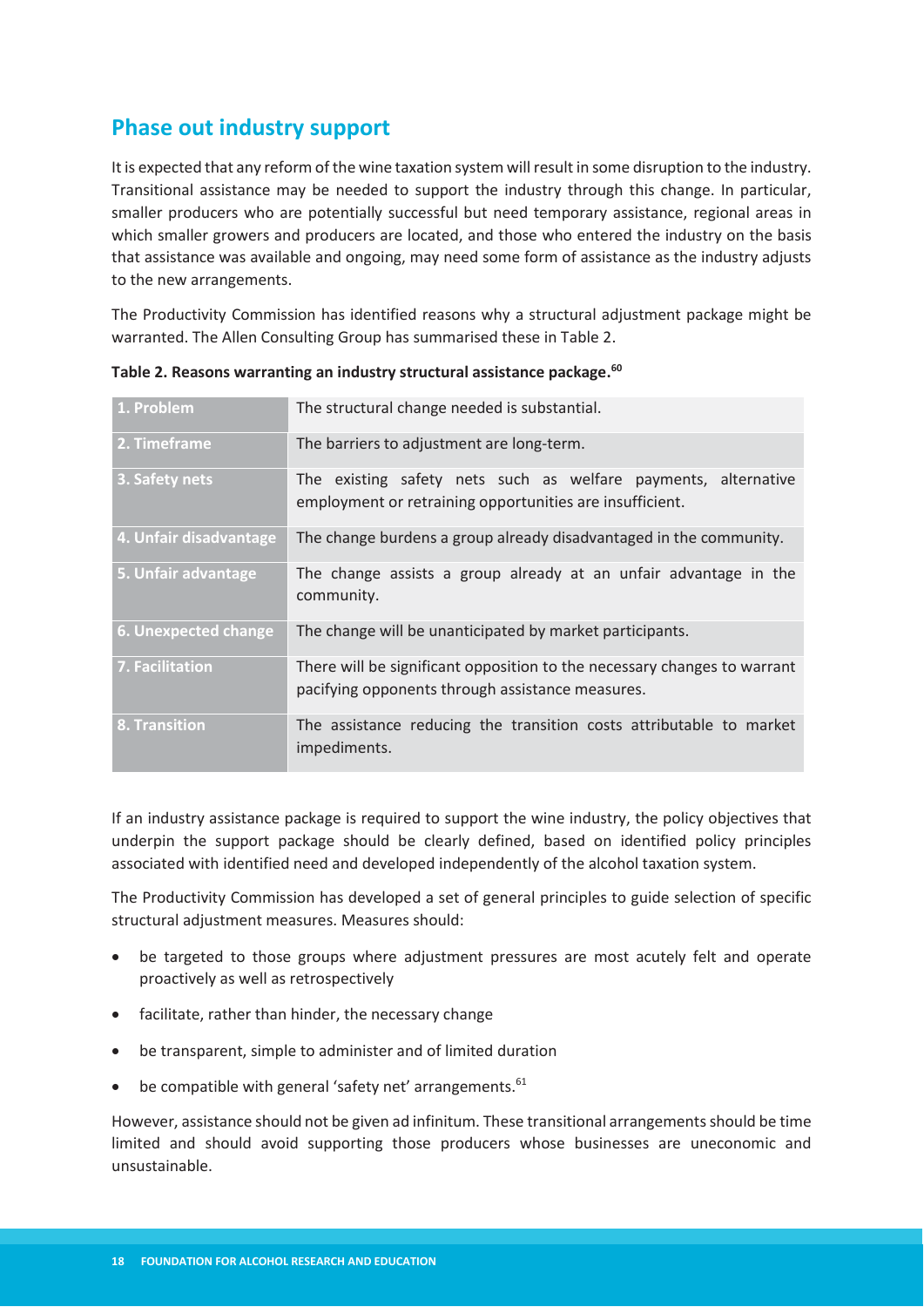## Phase out industry support

It is expected that any reform of the wine taxation system will result in some disruption to the industry. Transitional assistance may be needed to support the industry through this change. In particular, smaller producers who are potentially successful but need temporary assistance, regional areas in which smaller growers and producers are located, and those who entered the industry on the basis that assistance was available and ongoing, may need some form of assistance as the industry adjusts to the new arrangements.

The Productivity Commission has identified reasons why a structural adjustment package might be warranted. The Allen Consulting Group has summarised these in Table 2.

**Table 2. Reasons warranting an industry structural assistance package.[60]**

| | |
|---|---|
| **1. Problem** | The structural change needed is substantial. |
| **2. Timeframe** | The barriers to adjustment are long-term. |
| **3. Safety nets** | The existing safety nets such as welfare payments, alternative employment or retraining opportunities are insufficient. |
| **4. Unfair disadvantage** | The change burdens a group already disadvantaged in the community. |
| **5. Unfair advantage** | The change assists a group already at an unfair advantage in the community. |
| **6. Unexpected change** | The change will be unanticipated by market participants. |
| **7. Facilitation** | There will be significant opposition to the necessary changes to warrant pacifying opponents through assistance measures. |
| **8. Transition** | The assistance reducing the transition costs attributable to market impediments. |

If an industry assistance package is required to support the wine industry, the policy objectives that underpin the support package should be clearly defined, based on identified policy principles associated with identified need and developed independently of the alcohol taxation system.

The Productivity Commission has developed a set of general principles to guide selection of specific structural adjustment measures. Measures should:

- be targeted to those groups where adjustment pressures are most acutely felt and operate proactively as well as retrospectively
- facilitate, rather than hinder, the necessary change
- be transparent, simple to administer and of limited duration
- be compatible with general 'safety net' arrangements.[61]

However, assistance should not be given ad infinitum. These transitional arrangements should be time limited and should avoid supporting those producers whose businesses are uneconomic and unsustainable.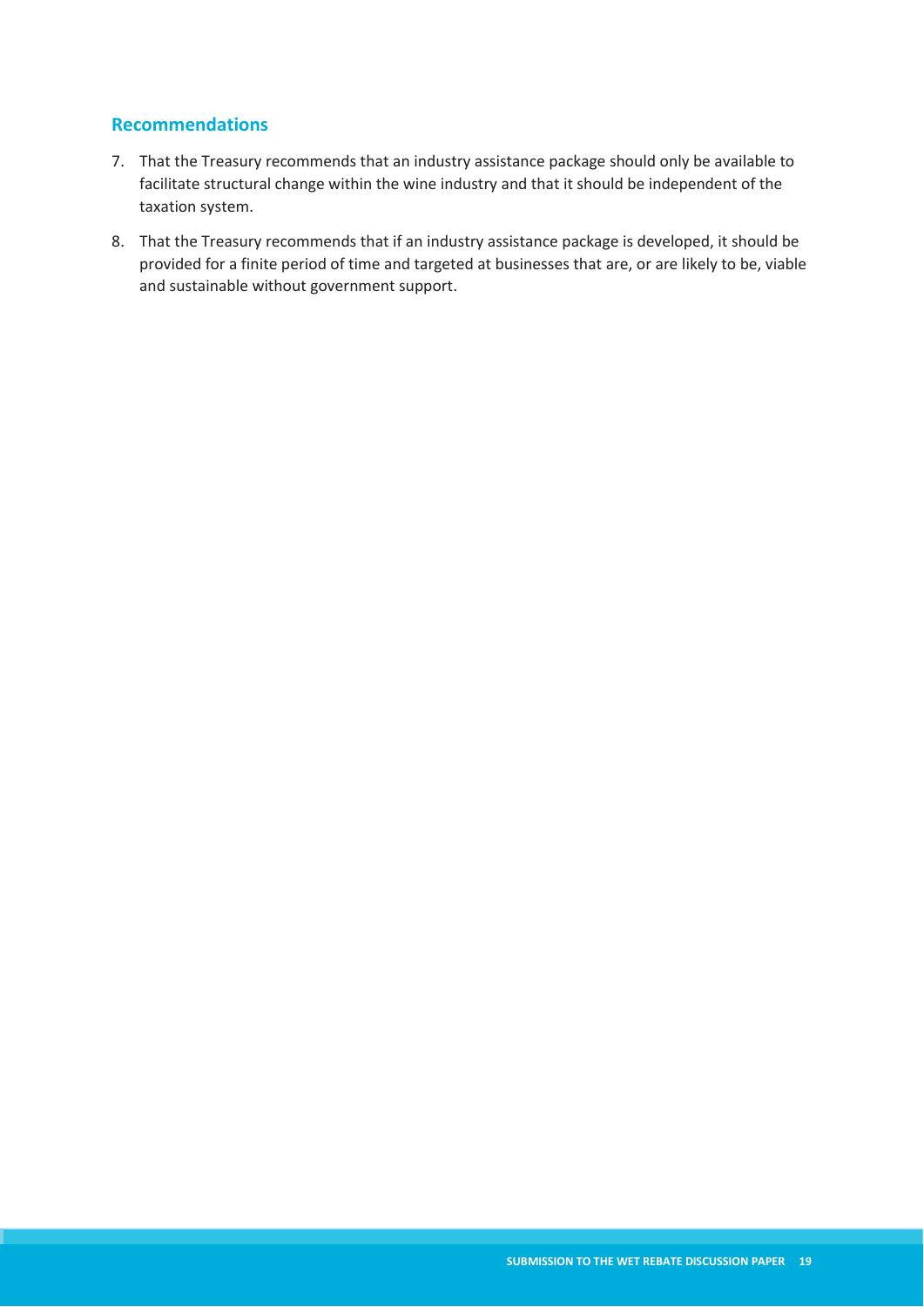### Recommendations

7. That the Treasury recommends that an industry assistance package should only be available to facilitate structural change within the wine industry and that it should be independent of the taxation system.
8. That the Treasury recommends that if an industry assistance package is developed, it should be provided for a finite period of time and targeted at businesses that are, or are likely to be, viable and sustainable without government support.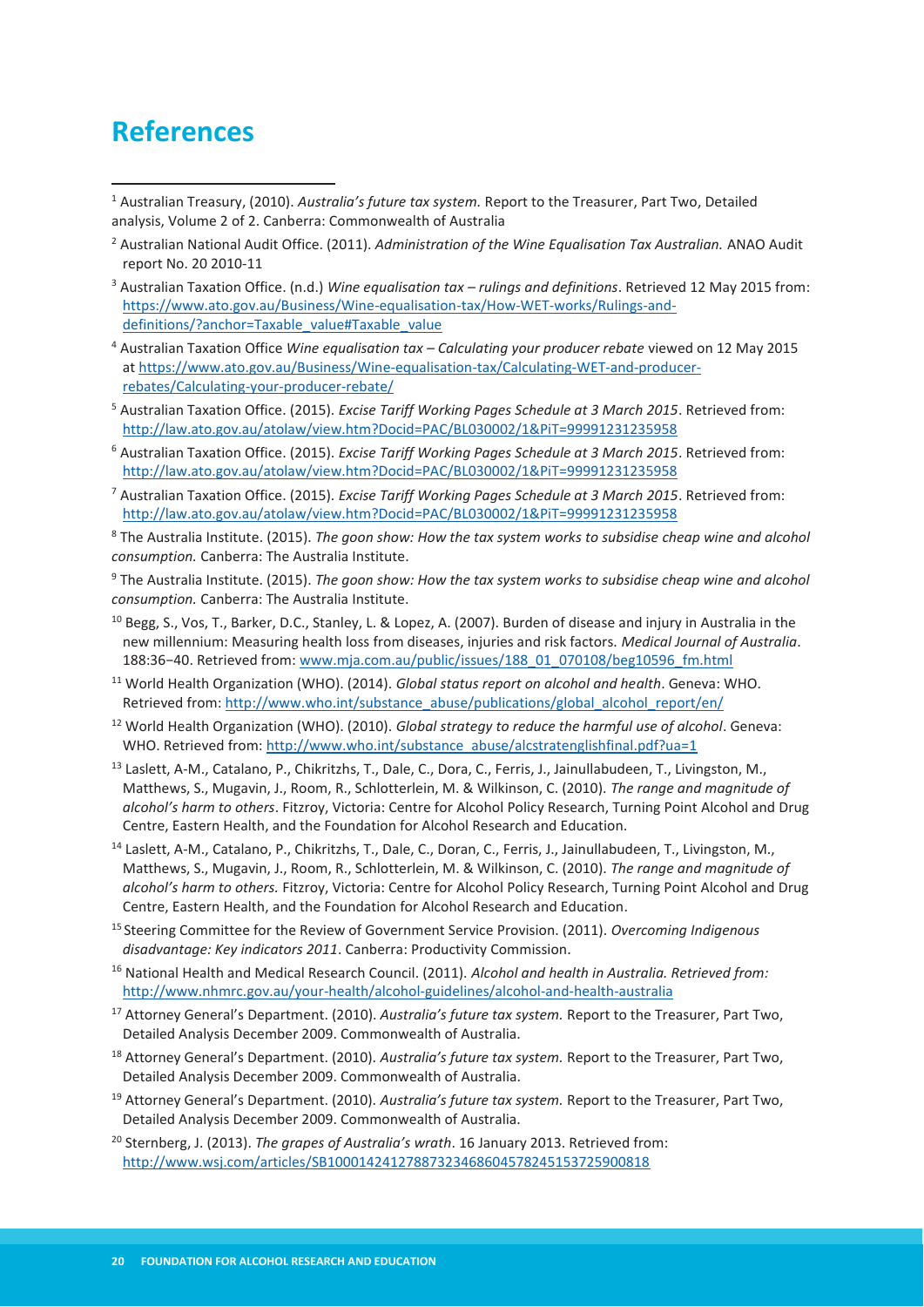# References

[1] Australian Treasury, (2010). *Australia's future tax system.* Report to the Treasurer, Part Two, Detailed analysis, Volume 2 of 2. Canberra: Commonwealth of Australia

[2] Australian National Audit Office. (2011). *Administration of the Wine Equalisation Tax Australian.* ANAO Audit report No. 20 2010-11

[3] Australian Taxation Office. (n.d.) *Wine equalisation tax – rulings and definitions*. Retrieved 12 May 2015 from: https://www.ato.gov.au/Business/Wine-equalisation-tax/How-WET-works/Rulings-and-definitions/?anchor=Taxable_value#Taxable_value

[4] Australian Taxation Office *Wine equalisation tax – Calculating your producer rebate* viewed on 12 May 2015 at https://www.ato.gov.au/Business/Wine-equalisation-tax/Calculating-WET-and-producer-rebates/Calculating-your-producer-rebate/

[5] Australian Taxation Office. (2015). *Excise Tariff Working Pages Schedule at 3 March 2015*. Retrieved from: http://law.ato.gov.au/atolaw/view.htm?Docid=PAC/BL030002/1&PiT=99991231235958

[6] Australian Taxation Office. (2015). *Excise Tariff Working Pages Schedule at 3 March 2015*. Retrieved from: http://law.ato.gov.au/atolaw/view.htm?Docid=PAC/BL030002/1&PiT=99991231235958

[7] Australian Taxation Office. (2015). *Excise Tariff Working Pages Schedule at 3 March 2015*. Retrieved from: http://law.ato.gov.au/atolaw/view.htm?Docid=PAC/BL030002/1&PiT=99991231235958

[8] The Australia Institute. (2015). *The goon show: How the tax system works to subsidise cheap wine and alcohol consumption.* Canberra: The Australia Institute.

[9] The Australia Institute. (2015). *The goon show: How the tax system works to subsidise cheap wine and alcohol consumption.* Canberra: The Australia Institute.

[10] Begg, S., Vos, T., Barker, D.C., Stanley, L. & Lopez, A. (2007). Burden of disease and injury in Australia in the new millennium: Measuring health loss from diseases, injuries and risk factors. *Medical Journal of Australia*. 188:36−40. Retrieved from: www.mja.com.au/public/issues/188_01_070108/beg10596_fm.html

[11] World Health Organization (WHO). (2014). *Global status report on alcohol and health*. Geneva: WHO. Retrieved from: http://www.who.int/substance_abuse/publications/global_alcohol_report/en/

[12] World Health Organization (WHO). (2010). *Global strategy to reduce the harmful use of alcohol*. Geneva: WHO. Retrieved from: http://www.who.int/substance_abuse/alcstratenglishfinal.pdf?ua=1

[13] Laslett, A-M., Catalano, P., Chikritzhs, T., Dale, C., Dora, C., Ferris, J., Jainullabudeen, T., Livingston, M., Matthews, S., Mugavin, J., Room, R., Schlotterlein, M. & Wilkinson, C. (2010). *The range and magnitude of alcohol's harm to others*. Fitzroy, Victoria: Centre for Alcohol Policy Research, Turning Point Alcohol and Drug Centre, Eastern Health, and the Foundation for Alcohol Research and Education.

[14] Laslett, A-M., Catalano, P., Chikritzhs, T., Dale, C., Doran, C., Ferris, J., Jainullabudeen, T., Livingston, M., Matthews, S., Mugavin, J., Room, R., Schlotterlein, M. & Wilkinson, C. (2010). *The range and magnitude of alcohol's harm to others.* Fitzroy, Victoria: Centre for Alcohol Policy Research, Turning Point Alcohol and Drug Centre, Eastern Health, and the Foundation for Alcohol Research and Education.

[15] Steering Committee for the Review of Government Service Provision. (2011). *Overcoming Indigenous disadvantage: Key indicators 2011*. Canberra: Productivity Commission.

[16] National Health and Medical Research Council. (2011). *Alcohol and health in Australia. Retrieved from:* http://www.nhmrc.gov.au/your-health/alcohol-guidelines/alcohol-and-health-australia

[17] Attorney General's Department. (2010). *Australia's future tax system.* Report to the Treasurer, Part Two, Detailed Analysis December 2009. Commonwealth of Australia.

[18] Attorney General's Department. (2010). *Australia's future tax system.* Report to the Treasurer, Part Two, Detailed Analysis December 2009. Commonwealth of Australia.

[19] Attorney General's Department. (2010). *Australia's future tax system.* Report to the Treasurer, Part Two, Detailed Analysis December 2009. Commonwealth of Australia.

[20] Sternberg, J. (2013). *The grapes of Australia's wrath*. 16 January 2013. Retrieved from: http://www.wsj.com/articles/SB10001424127887323468604578245153725900818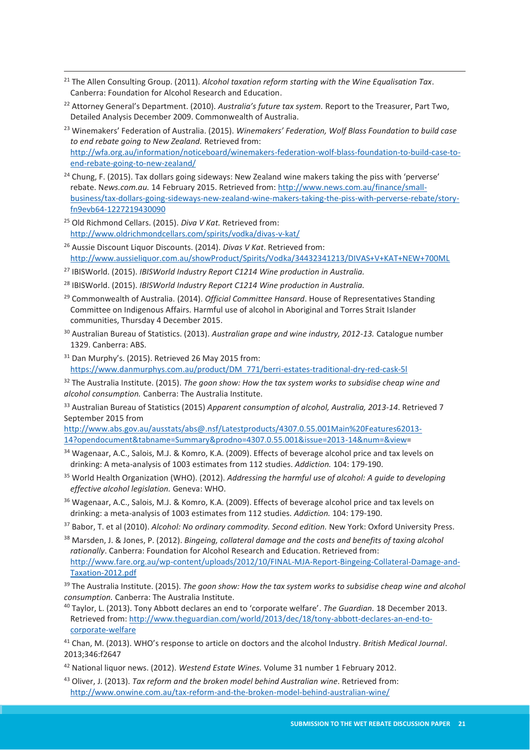[21] The Allen Consulting Group. (2011). *Alcohol taxation reform starting with the Wine Equalisation Tax*. Canberra: Foundation for Alcohol Research and Education.

[22] Attorney General's Department. (2010). *Australia's future tax system.* Report to the Treasurer, Part Two, Detailed Analysis December 2009. Commonwealth of Australia.

[23] Winemakers' Federation of Australia. (2015). *Winemakers' Federation, Wolf Blass Foundation to build case to end rebate going to New Zealand.* Retrieved from: http://wfa.org.au/information/noticeboard/winemakers-federation-wolf-blass-foundation-to-build-case-to-end-rebate-going-to-new-zealand/

[24] Chung, F. (2015). Tax dollars going sideways: New Zealand wine makers taking the piss with 'perverse' rebate. N*ews.com.au.* 14 February 2015. Retrieved from: http://www.news.com.au/finance/small-business/tax-dollars-going-sideways-new-zealand-wine-makers-taking-the-piss-with-perverse-rebate/story-fn9evb64-1227219430090

[25] Old Richmond Cellars. (2015). *Diva V Kat.* Retrieved from: http://www.oldrichmondcellars.com/spirits/vodka/divas-v-kat/

[26] Aussie Discount Liquor Discounts. (2014). *Divas V Kat*. Retrieved from: http://www.aussieliquor.com.au/showProduct/Spirits/Vodka/34432341213/DIVAS+V+KAT+NEW+700ML

[27] IBISWorld. (2015). *IBISWorld Industry Report C1214 Wine production in Australia.*

[28] IBISWorld. (2015). *IBISWorld Industry Report C1214 Wine production in Australia.*

[29] Commonwealth of Australia. (2014). *Official Committee Hansard*. House of Representatives Standing Committee on Indigenous Affairs. Harmful use of alcohol in Aboriginal and Torres Strait Islander communities, Thursday 4 December 2015.

[30] Australian Bureau of Statistics. (2013). *Australian grape and wine industry, 2012-13.* Catalogue number 1329. Canberra: ABS.

[31] Dan Murphy's. (2015). Retrieved 26 May 2015 from: https://www.danmurphys.com.au/product/DM_771/berri-estates-traditional-dry-red-cask-5l

[32] The Australia Institute. (2015). *The goon show: How the tax system works to subsidise cheap wine and alcohol consumption.* Canberra: The Australia Institute.

[33] Australian Bureau of Statistics (2015) *Apparent consumption of alcohol, Australia, 2013-14*. Retrieved 7 September 2015 from http://www.abs.gov.au/ausstats/abs@.nsf/Latestproducts/4307.0.55.001Main%20Features62013-14?opendocument&tabname=Summary&prodno=4307.0.55.001&issue=2013-14&num=&view=

[34] Wagenaar, A.C., Salois, M.J. & Komro, K.A. (2009). Effects of beverage alcohol price and tax levels on drinking: A meta-analysis of 1003 estimates from 112 studies. *Addiction.* 104: 179-190.

[35] World Health Organization (WHO). (2012). *Addressing the harmful use of alcohol: A guide to developing effective alcohol legislation.* Geneva: WHO.

[36] Wagenaar, A.C., Salois, M.J. & Komro, K.A. (2009). Effects of beverage alcohol price and tax levels on drinking: a meta-analysis of 1003 estimates from 112 studies. *Addiction.* 104: 179-190.

[37] Babor, T. et al (2010). *Alcohol: No ordinary commodity. Second edition.* New York: Oxford University Press.

[38] Marsden, J. & Jones, P. (2012). *Bingeing, collateral damage and the costs and benefits of taxing alcohol rationally*. Canberra: Foundation for Alcohol Research and Education. Retrieved from: http://www.fare.org.au/wp-content/uploads/2012/10/FINAL-MJA-Report-Bingeing-Collateral-Damage-and-Taxation-2012.pdf

[39] The Australia Institute. (2015). *The goon show: How the tax system works to subsidise cheap wine and alcohol consumption.* Canberra: The Australia Institute.

[40] Taylor, L. (2013). Tony Abbott declares an end to 'corporate welfare'. *The Guardian.* 18 December 2013. Retrieved from: http://www.theguardian.com/world/2013/dec/18/tony-abbott-declares-an-end-to-corporate-welfare

[41] Chan, M. (2013). WHO's response to article on doctors and the alcohol Industry. *British Medical Journal*. 2013;346:f2647

[42] National liquor news. (2012). *Westend Estate Wines.* Volume 31 number 1 February 2012.

[43] Oliver, J. (2013). *Tax reform and the broken model behind Australian wine*. Retrieved from: http://www.onwine.com.au/tax-reform-and-the-broken-model-behind-australian-wine/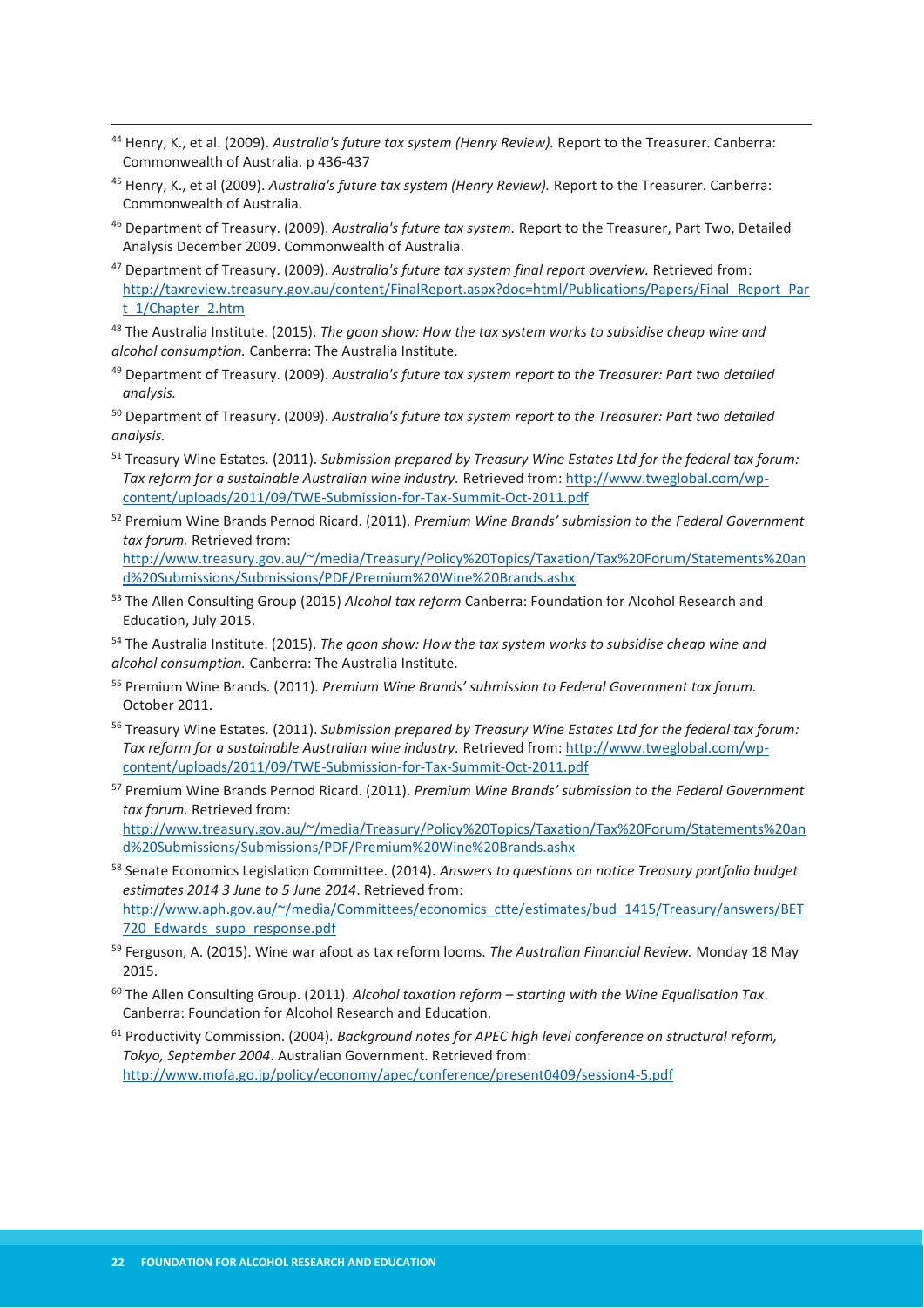[44] Henry, K., et al. (2009). *Australia's future tax system (Henry Review).* Report to the Treasurer. Canberra: Commonwealth of Australia. p 436-437

[45] Henry, K., et al (2009). *Australia's future tax system (Henry Review).* Report to the Treasurer. Canberra: Commonwealth of Australia.

[46] Department of Treasury. (2009). *Australia's future tax system.* Report to the Treasurer, Part Two, Detailed Analysis December 2009. Commonwealth of Australia.

[47] Department of Treasury. (2009). *Australia's future tax system final report overview.* Retrieved from: http://taxreview.treasury.gov.au/content/FinalReport.aspx?doc=html/Publications/Papers/Final_Report_Part_1/Chapter_2.htm

[48] The Australia Institute. (2015). *The goon show: How the tax system works to subsidise cheap wine and alcohol consumption.* Canberra: The Australia Institute.

[49] Department of Treasury. (2009). *Australia's future tax system report to the Treasurer: Part two detailed analysis.*

[50] Department of Treasury. (2009). *Australia's future tax system report to the Treasurer: Part two detailed analysis.*

[51] Treasury Wine Estates. (2011). *Submission prepared by Treasury Wine Estates Ltd for the federal tax forum: Tax reform for a sustainable Australian wine industry.* Retrieved from: http://www.tweglobal.com/wp-content/uploads/2011/09/TWE-Submission-for-Tax-Summit-Oct-2011.pdf

[52] Premium Wine Brands Pernod Ricard. (2011). *Premium Wine Brands' submission to the Federal Government tax forum.* Retrieved from: http://www.treasury.gov.au/~/media/Treasury/Policy%20Topics/Taxation/Tax%20Forum/Statements%20and%20Submissions/Submissions/PDF/Premium%20Wine%20Brands.ashx

[53] The Allen Consulting Group (2015) *Alcohol tax reform* Canberra: Foundation for Alcohol Research and Education, July 2015.

[54] The Australia Institute. (2015). *The goon show: How the tax system works to subsidise cheap wine and alcohol consumption.* Canberra: The Australia Institute.

[55] Premium Wine Brands. (2011). *Premium Wine Brands' submission to Federal Government tax forum.* October 2011.

[56] Treasury Wine Estates. (2011). *Submission prepared by Treasury Wine Estates Ltd for the federal tax forum: Tax reform for a sustainable Australian wine industry.* Retrieved from: http://www.tweglobal.com/wp-content/uploads/2011/09/TWE-Submission-for-Tax-Summit-Oct-2011.pdf

[57] Premium Wine Brands Pernod Ricard. (2011). *Premium Wine Brands' submission to the Federal Government tax forum.* Retrieved from: http://www.treasury.gov.au/~/media/Treasury/Policy%20Topics/Taxation/Tax%20Forum/Statements%20and%20Submissions/Submissions/PDF/Premium%20Wine%20Brands.ashx

[58] Senate Economics Legislation Committee. (2014). *Answers to questions on notice Treasury portfolio budget estimates 2014 3 June to 5 June 2014*. Retrieved from: http://www.aph.gov.au/~/media/Committees/economics_ctte/estimates/bud_1415/Treasury/answers/BET720_Edwards_supp_response.pdf

[59] Ferguson, A. (2015). Wine war afoot as tax reform looms. *The Australian Financial Review.* Monday 18 May 2015.

[60] The Allen Consulting Group. (2011). *Alcohol taxation reform – starting with the Wine Equalisation Tax*. Canberra: Foundation for Alcohol Research and Education.

[61] Productivity Commission. (2004). *Background notes for APEC high level conference on structural reform, Tokyo, September 2004*. Australian Government. Retrieved from: http://www.mofa.go.jp/policy/economy/apec/conference/present0409/session4-5.pdf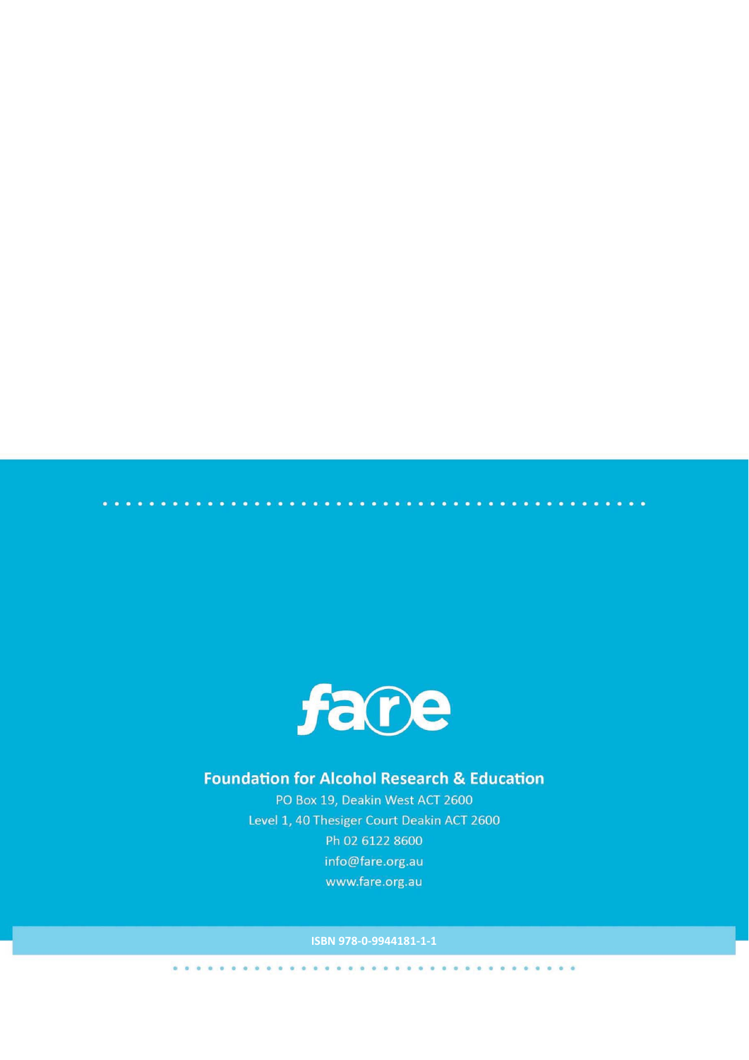fare

**Foundation for Alcohol Research & Education**

PO Box 19, Deakin West ACT 2600

Level 1, 40 Thesiger Court Deakin ACT 2600

Ph 02 6122 8600

info@fare.org.au

www.fare.org.au

**ISBN 978-0-9944181-1-1**